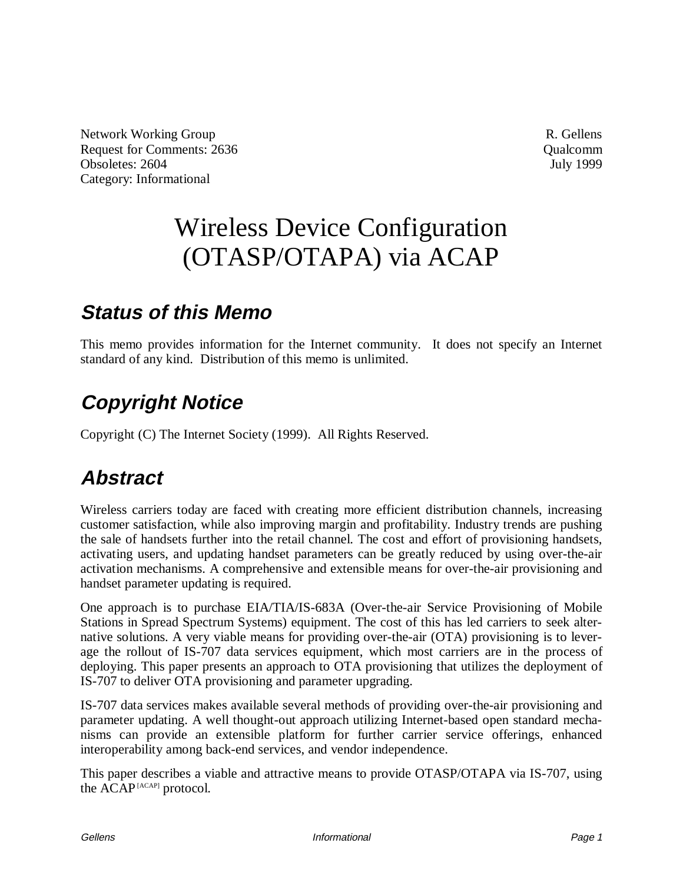Network Working Group	R. Gellens
Request for Comments: 2636	Qualcomm
Obsoletes: 2604	July 1999
Category: Informational

# Wireless Device Configuration (OTASP/OTAPA) via ACAP

## Status of this Memo

This memo provides information for the Internet community. It does not specify an Internet standard of any kind. Distribution of this memo is unlimited.

## Copyright Notice

Copyright (C) The Internet Society (1999). All Rights Reserved.

## Abstract

Wireless carriers today are faced with creating more efficient distribution channels, increasing customer satisfaction, while also improving margin and profitability. Industry trends are pushing the sale of handsets further into the retail channel. The cost and effort of provisioning handsets, activating users, and updating handset parameters can be greatly reduced by using over-the-air activation mechanisms. A comprehensive and extensible means for over-the-air provisioning and handset parameter updating is required.

One approach is to purchase EIA/TIA/IS-683A (Over-the-air Service Provisioning of Mobile Stations in Spread Spectrum Systems) equipment. The cost of this has led carriers to seek alternative solutions. A very viable means for providing over-the-air (OTA) provisioning is to leverage the rollout of IS-707 data services equipment, which most carriers are in the process of deploying. This paper presents an approach to OTA provisioning that utilizes the deployment of IS-707 to deliver OTA provisioning and parameter upgrading.

IS-707 data services makes available several methods of providing over-the-air provisioning and parameter updating. A well thought-out approach utilizing Internet-based open standard mechanisms can provide an extensible platform for further carrier service offerings, enhanced interoperability among back-end services, and vendor independence.

This paper describes a viable and attractive means to provide OTASP/OTAPA via IS-707, using the ACAP [ACAP] protocol.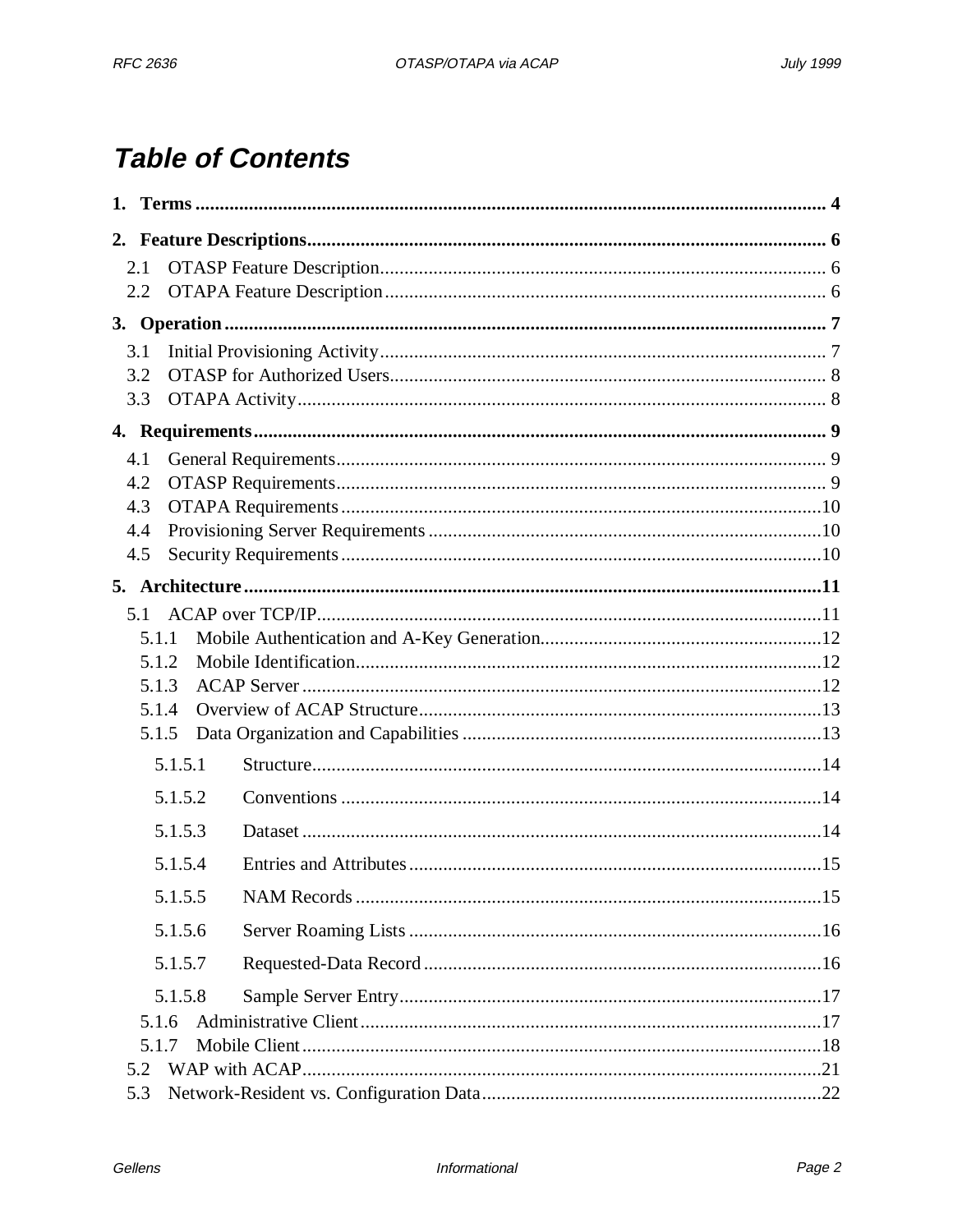# Table of Contents

**1. Terms** .......... 4

**2. Feature Descriptions** .......... 6

- 2.1 OTASP Feature Description .......... 6
- 2.2 OTAPA Feature Description .......... 6

**3. Operation** .......... 7

- 3.1 Initial Provisioning Activity .......... 7
- 3.2 OTASP for Authorized Users .......... 8
- 3.3 OTAPA Activity .......... 8

**4. Requirements** .......... 9

- 4.1 General Requirements .......... 9
- 4.2 OTASP Requirements .......... 9
- 4.3 OTAPA Requirements .......... 10
- 4.4 Provisioning Server Requirements .......... 10
- 4.5 Security Requirements .......... 10

**5. Architecture** .......... 11

- 5.1 ACAP over TCP/IP .......... 11
  - 5.1.1 Mobile Authentication and A-Key Generation .......... 12
  - 5.1.2 Mobile Identification .......... 12
  - 5.1.3 ACAP Server .......... 12
  - 5.1.4 Overview of ACAP Structure .......... 13
  - 5.1.5 Data Organization and Capabilities .......... 13
    - 5.1.5.1 Structure .......... 14
    - 5.1.5.2 Conventions .......... 14
    - 5.1.5.3 Dataset .......... 14
    - 5.1.5.4 Entries and Attributes .......... 15
    - 5.1.5.5 NAM Records .......... 15
    - 5.1.5.6 Server Roaming Lists .......... 16
    - 5.1.5.7 Requested-Data Record .......... 16
    - 5.1.5.8 Sample Server Entry .......... 17
  - 5.1.6 Administrative Client .......... 17
  - 5.1.7 Mobile Client .......... 18
- 5.2 WAP with ACAP .......... 21
- 5.3 Network-Resident vs. Configuration Data .......... 22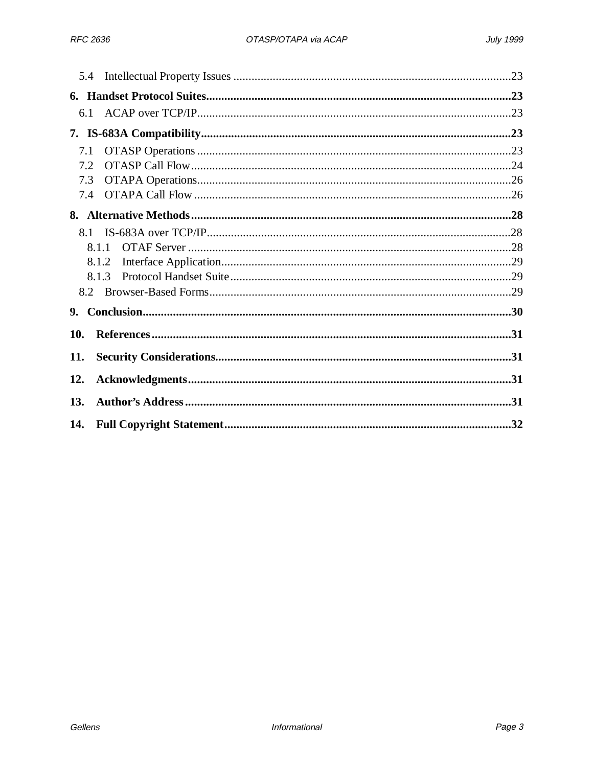5.4 Intellectual Property Issues ........................................................................................23

**6. Handset Protocol Suites.......................................................................................................23**

6.1 ACAP over TCP/IP..............................................................................................................23

**7. IS-683A Compatibility..........................................................................................................23**

7.1 OTASP Operations..............................................................................................................23
7.2 OTASP Call Flow.................................................................................................................24
7.3 OTAPA Operations..............................................................................................................26
7.4 OTAPA Call Flow.................................................................................................................26

**8. Alternative Methods..............................................................................................................28**

8.1 IS-683A over TCP/IP...........................................................................................................28
8.1.1 OTAF Server.....................................................................................................................28
8.1.2 Interface Application........................................................................................................29
8.1.3 Protocol Handset Suite.....................................................................................................29
8.2 Browser-Based Forms...........................................................................................................29

**9. Conclusion...............................................................................................................................30**

**10. References............................................................................................................................31**

**11. Security Considerations......................................................................................................31**

**12. Acknowledgments................................................................................................................31**

**13. Author's Address.................................................................................................................31**

**14. Full Copyright Statement....................................................................................................32**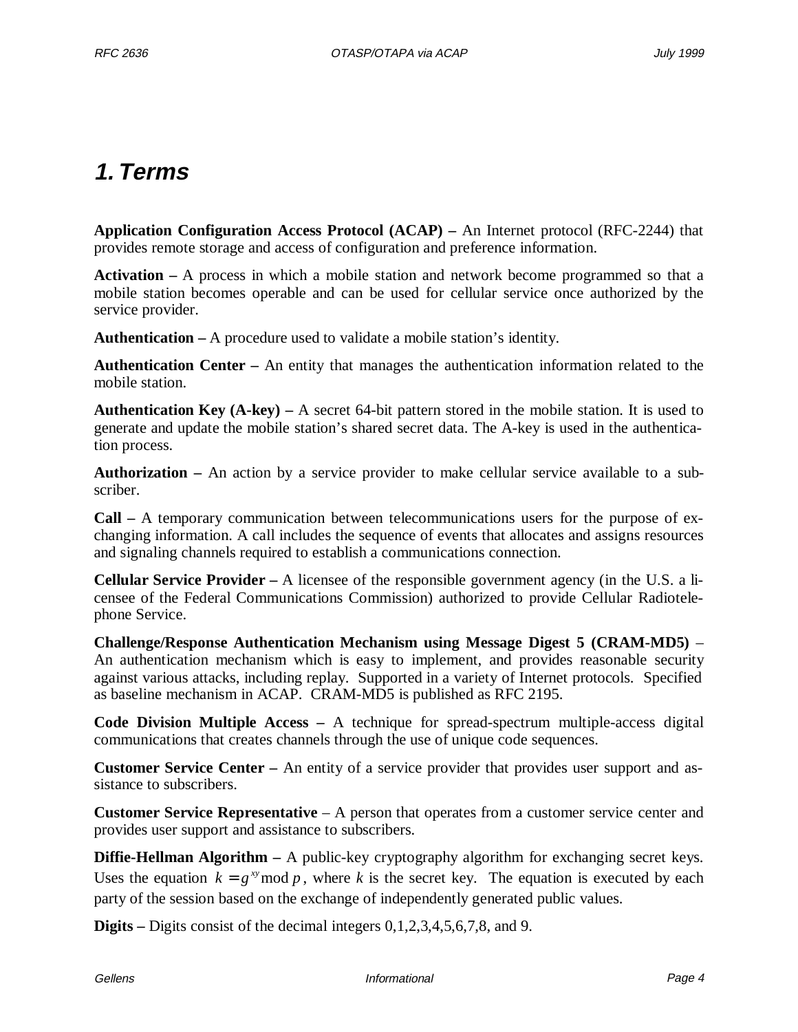# 1. Terms

**Application Configuration Access Protocol (ACAP) –** An Internet protocol (RFC-2244) that provides remote storage and access of configuration and preference information.

**Activation –** A process in which a mobile station and network become programmed so that a mobile station becomes operable and can be used for cellular service once authorized by the service provider.

**Authentication –** A procedure used to validate a mobile station's identity.

**Authentication Center –** An entity that manages the authentication information related to the mobile station.

**Authentication Key (A-key) –** A secret 64-bit pattern stored in the mobile station. It is used to generate and update the mobile station's shared secret data. The A-key is used in the authentication process.

**Authorization –** An action by a service provider to make cellular service available to a subscriber.

**Call –** A temporary communication between telecommunications users for the purpose of exchanging information. A call includes the sequence of events that allocates and assigns resources and signaling channels required to establish a communications connection.

**Cellular Service Provider –** A licensee of the responsible government agency (in the U.S. a licensee of the Federal Communications Commission) authorized to provide Cellular Radiotelephone Service.

**Challenge/Response Authentication Mechanism using Message Digest 5 (CRAM-MD5)** – An authentication mechanism which is easy to implement, and provides reasonable security against various attacks, including replay. Supported in a variety of Internet protocols. Specified as baseline mechanism in ACAP. CRAM-MD5 is published as RFC 2195.

**Code Division Multiple Access –** A technique for spread-spectrum multiple-access digital communications that creates channels through the use of unique code sequences.

**Customer Service Center –** An entity of a service provider that provides user support and assistance to subscribers.

**Customer Service Representative** – A person that operates from a customer service center and provides user support and assistance to subscribers.

**Diffie-Hellman Algorithm –** A public-key cryptography algorithm for exchanging secret keys. Uses the equation $k = g^{xy} \bmod p$, where $k$ is the secret key. The equation is executed by each party of the session based on the exchange of independently generated public values.

**Digits –** Digits consist of the decimal integers 0,1,2,3,4,5,6,7,8, and 9.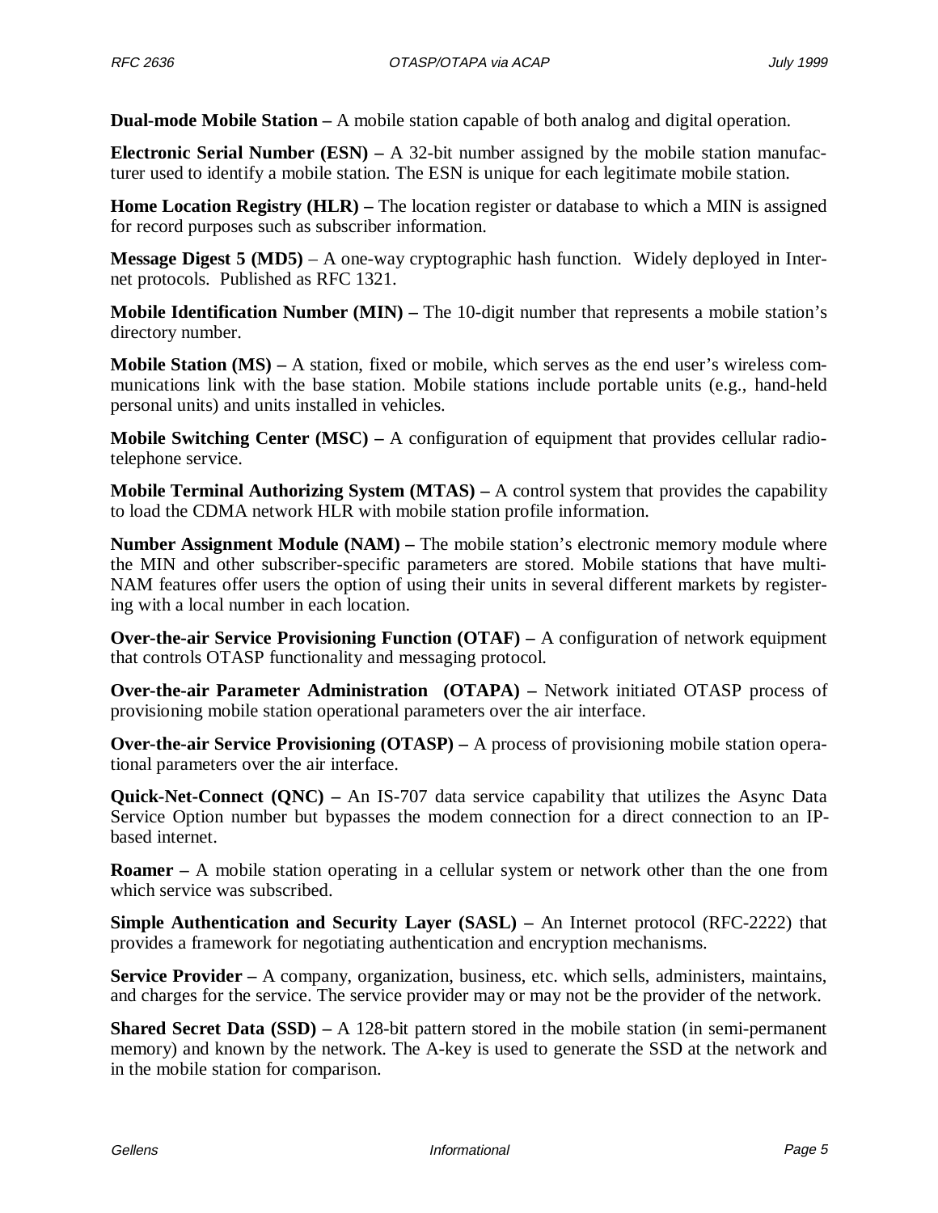**Dual-mode Mobile Station –** A mobile station capable of both analog and digital operation.

**Electronic Serial Number (ESN) –** A 32-bit number assigned by the mobile station manufacturer used to identify a mobile station. The ESN is unique for each legitimate mobile station.

**Home Location Registry (HLR) –** The location register or database to which a MIN is assigned for record purposes such as subscriber information.

**Message Digest 5 (MD5)** – A one-way cryptographic hash function. Widely deployed in Internet protocols. Published as RFC 1321.

**Mobile Identification Number (MIN) –** The 10-digit number that represents a mobile station's directory number.

**Mobile Station (MS) –** A station, fixed or mobile, which serves as the end user's wireless communications link with the base station. Mobile stations include portable units (e.g., hand-held personal units) and units installed in vehicles.

**Mobile Switching Center (MSC) –** A configuration of equipment that provides cellular radio-telephone service.

**Mobile Terminal Authorizing System (MTAS) –** A control system that provides the capability to load the CDMA network HLR with mobile station profile information.

**Number Assignment Module (NAM) –** The mobile station's electronic memory module where the MIN and other subscriber-specific parameters are stored. Mobile stations that have multi-NAM features offer users the option of using their units in several different markets by registering with a local number in each location.

**Over-the-air Service Provisioning Function (OTAF) –** A configuration of network equipment that controls OTASP functionality and messaging protocol.

**Over-the-air Parameter Administration (OTAPA) –** Network initiated OTASP process of provisioning mobile station operational parameters over the air interface.

**Over-the-air Service Provisioning (OTASP) –** A process of provisioning mobile station operational parameters over the air interface.

**Quick-Net-Connect (QNC) –** An IS-707 data service capability that utilizes the Async Data Service Option number but bypasses the modem connection for a direct connection to an IP-based internet.

**Roamer –** A mobile station operating in a cellular system or network other than the one from which service was subscribed.

**Simple Authentication and Security Layer (SASL) –** An Internet protocol (RFC-2222) that provides a framework for negotiating authentication and encryption mechanisms.

**Service Provider –** A company, organization, business, etc. which sells, administers, maintains, and charges for the service. The service provider may or may not be the provider of the network.

**Shared Secret Data (SSD) –** A 128-bit pattern stored in the mobile station (in semi-permanent memory) and known by the network. The A-key is used to generate the SSD at the network and in the mobile station for comparison.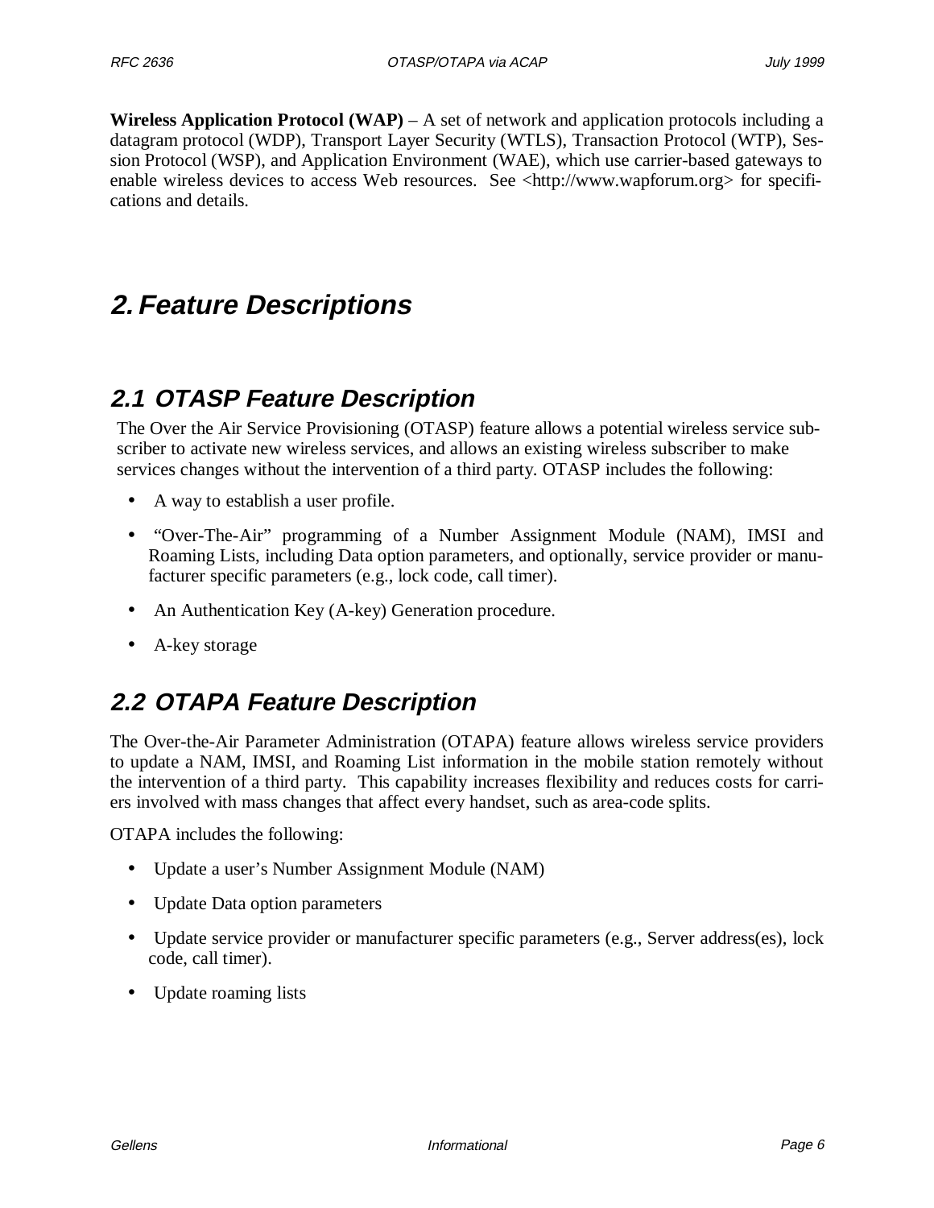**Wireless Application Protocol (WAP)** – A set of network and application protocols including a datagram protocol (WDP), Transport Layer Security (WTLS), Transaction Protocol (WTP), Session Protocol (WSP), and Application Environment (WAE), which use carrier-based gateways to enable wireless devices to access Web resources. See <http://www.wapforum.org> for specifications and details.

# 2. Feature Descriptions

## 2.1 OTASP Feature Description

The Over the Air Service Provisioning (OTASP) feature allows a potential wireless service subscriber to activate new wireless services, and allows an existing wireless subscriber to make services changes without the intervention of a third party. OTASP includes the following:

- A way to establish a user profile.
- "Over-The-Air" programming of a Number Assignment Module (NAM), IMSI and Roaming Lists, including Data option parameters, and optionally, service provider or manufacturer specific parameters (e.g., lock code, call timer).
- An Authentication Key (A-key) Generation procedure.
- A-key storage

## 2.2 OTAPA Feature Description

The Over-the-Air Parameter Administration (OTAPA) feature allows wireless service providers to update a NAM, IMSI, and Roaming List information in the mobile station remotely without the intervention of a third party. This capability increases flexibility and reduces costs for carriers involved with mass changes that affect every handset, such as area-code splits.

OTAPA includes the following:

- Update a user's Number Assignment Module (NAM)
- Update Data option parameters
- Update service provider or manufacturer specific parameters (e.g., Server address(es), lock code, call timer).
- Update roaming lists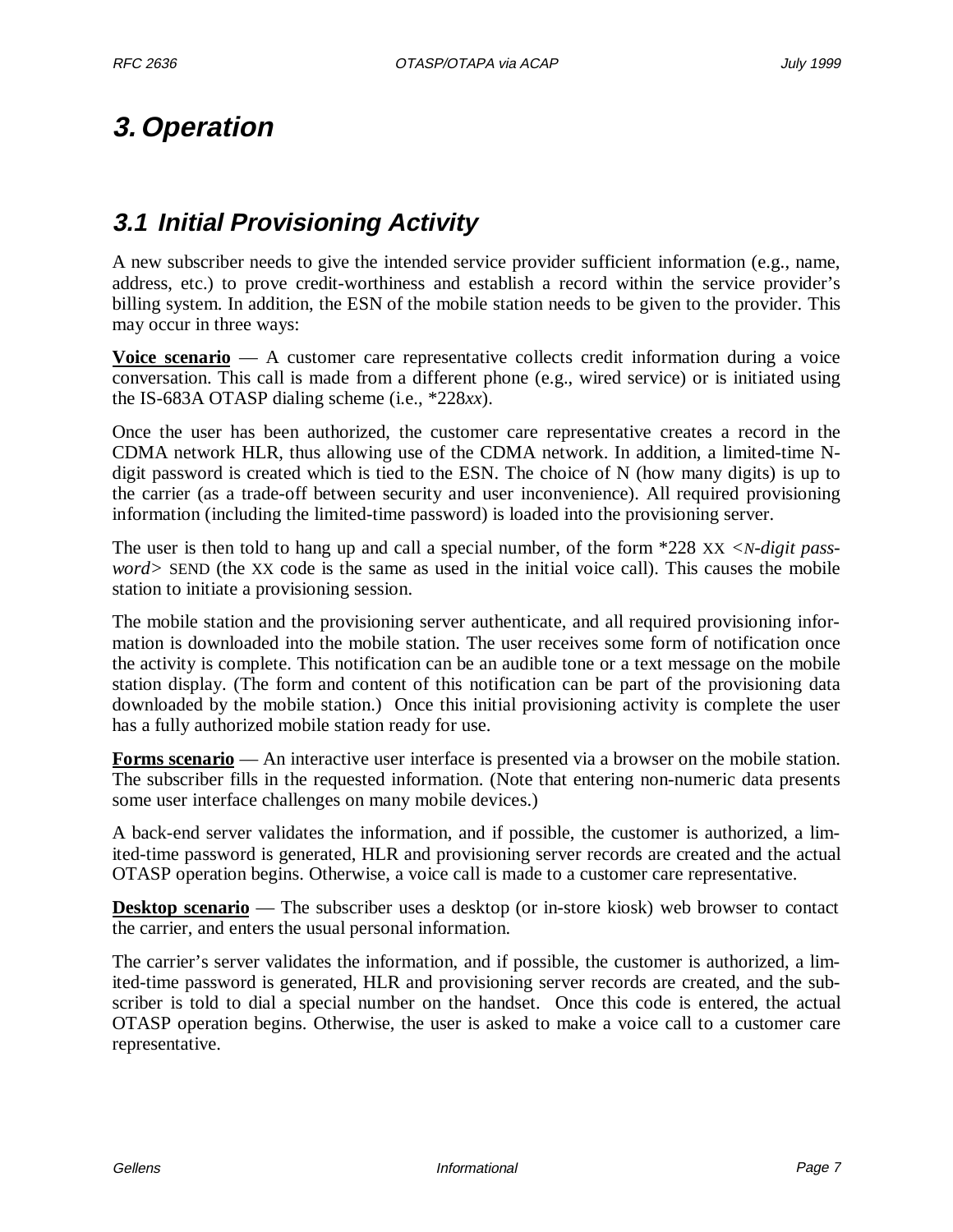# 3. Operation

## 3.1 Initial Provisioning Activity

A new subscriber needs to give the intended service provider sufficient information (e.g., name, address, etc.) to prove credit-worthiness and establish a record within the service provider's billing system. In addition, the ESN of the mobile station needs to be given to the provider. This may occur in three ways:

**Voice scenario** — A customer care representative collects credit information during a voice conversation. This call is made from a different phone (e.g., wired service) or is initiated using the IS-683A OTASP dialing scheme (i.e., *228*xx*).

Once the user has been authorized, the customer care representative creates a record in the CDMA network HLR, thus allowing use of the CDMA network. In addition, a limited-time N-digit password is created which is tied to the ESN. The choice of N (how many digits) is up to the carrier (as a trade-off between security and user inconvenience). All required provisioning information (including the limited-time password) is loaded into the provisioning server.

The user is then told to hang up and call a special number, of the form *228 XX <*N-digit password*> SEND (the XX code is the same as used in the initial voice call). This causes the mobile station to initiate a provisioning session.

The mobile station and the provisioning server authenticate, and all required provisioning information is downloaded into the mobile station. The user receives some form of notification once the activity is complete. This notification can be an audible tone or a text message on the mobile station display. (The form and content of this notification can be part of the provisioning data downloaded by the mobile station.) Once this initial provisioning activity is complete the user has a fully authorized mobile station ready for use.

**Forms scenario** — An interactive user interface is presented via a browser on the mobile station. The subscriber fills in the requested information. (Note that entering non-numeric data presents some user interface challenges on many mobile devices.)

A back-end server validates the information, and if possible, the customer is authorized, a limited-time password is generated, HLR and provisioning server records are created and the actual OTASP operation begins. Otherwise, a voice call is made to a customer care representative.

**Desktop scenario** — The subscriber uses a desktop (or in-store kiosk) web browser to contact the carrier, and enters the usual personal information.

The carrier's server validates the information, and if possible, the customer is authorized, a limited-time password is generated, HLR and provisioning server records are created, and the subscriber is told to dial a special number on the handset. Once this code is entered, the actual OTASP operation begins. Otherwise, the user is asked to make a voice call to a customer care representative.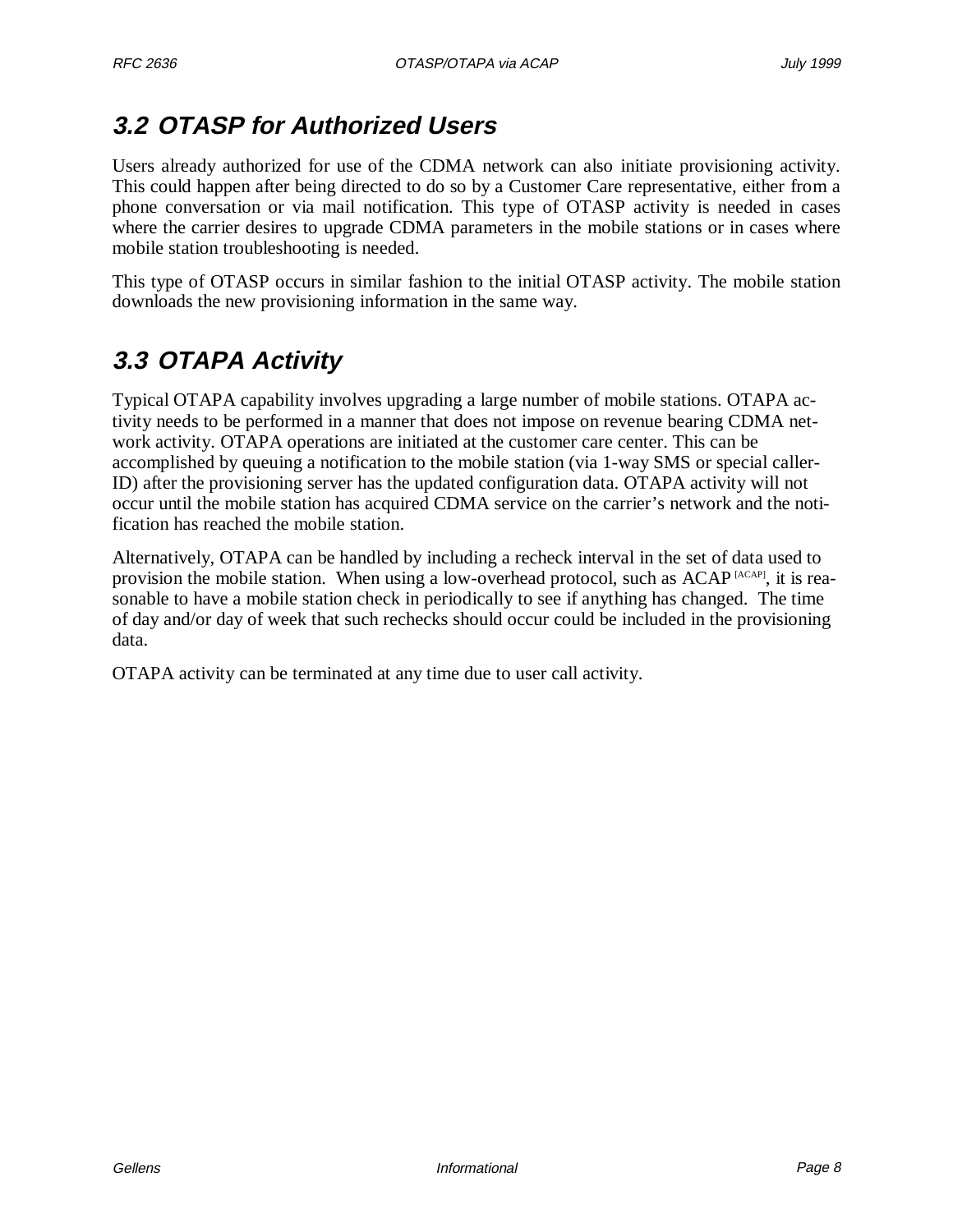## 3.2 OTASP for Authorized Users

Users already authorized for use of the CDMA network can also initiate provisioning activity. This could happen after being directed to do so by a Customer Care representative, either from a phone conversation or via mail notification. This type of OTASP activity is needed in cases where the carrier desires to upgrade CDMA parameters in the mobile stations or in cases where mobile station troubleshooting is needed.

This type of OTASP occurs in similar fashion to the initial OTASP activity. The mobile station downloads the new provisioning information in the same way.

## 3.3 OTAPA Activity

Typical OTAPA capability involves upgrading a large number of mobile stations. OTAPA activity needs to be performed in a manner that does not impose on revenue bearing CDMA network activity. OTAPA operations are initiated at the customer care center. This can be accomplished by queuing a notification to the mobile station (via 1-way SMS or special caller-ID) after the provisioning server has the updated configuration data. OTAPA activity will not occur until the mobile station has acquired CDMA service on the carrier's network and the notification has reached the mobile station.

Alternatively, OTAPA can be handled by including a recheck interval in the set of data used to provision the mobile station. When using a low-overhead protocol, such as ACAP [ACAP], it is reasonable to have a mobile station check in periodically to see if anything has changed. The time of day and/or day of week that such rechecks should occur could be included in the provisioning data.

OTAPA activity can be terminated at any time due to user call activity.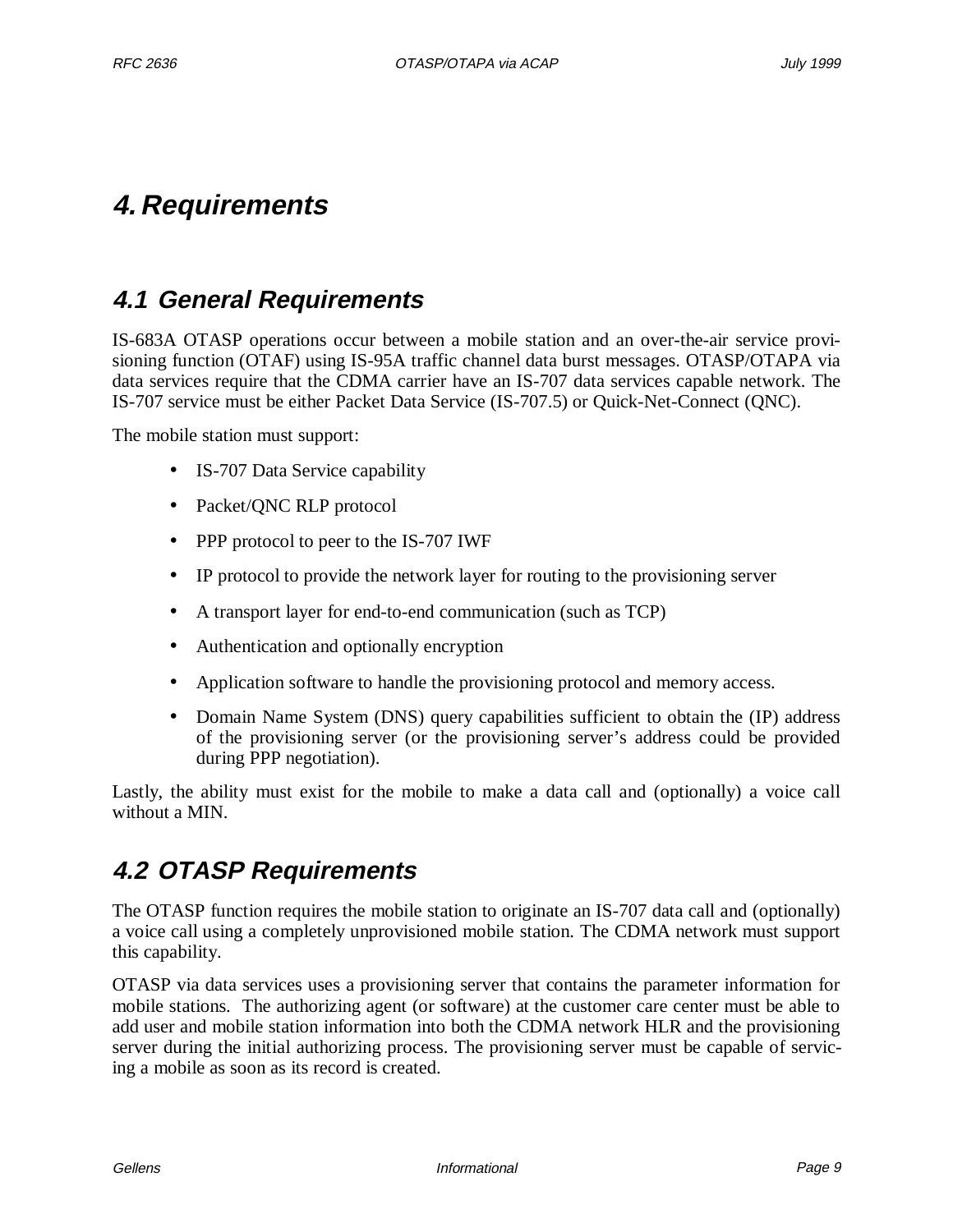# 4. Requirements

## 4.1 General Requirements

IS-683A OTASP operations occur between a mobile station and an over-the-air service provisioning function (OTAF) using IS-95A traffic channel data burst messages. OTASP/OTAPA via data services require that the CDMA carrier have an IS-707 data services capable network. The IS-707 service must be either Packet Data Service (IS-707.5) or Quick-Net-Connect (QNC).

The mobile station must support:

- IS-707 Data Service capability
- Packet/QNC RLP protocol
- PPP protocol to peer to the IS-707 IWF
- IP protocol to provide the network layer for routing to the provisioning server
- A transport layer for end-to-end communication (such as TCP)
- Authentication and optionally encryption
- Application software to handle the provisioning protocol and memory access.
- Domain Name System (DNS) query capabilities sufficient to obtain the (IP) address of the provisioning server (or the provisioning server's address could be provided during PPP negotiation).

Lastly, the ability must exist for the mobile to make a data call and (optionally) a voice call without a MIN.

## 4.2 OTASP Requirements

The OTASP function requires the mobile station to originate an IS-707 data call and (optionally) a voice call using a completely unprovisioned mobile station. The CDMA network must support this capability.

OTASP via data services uses a provisioning server that contains the parameter information for mobile stations. The authorizing agent (or software) at the customer care center must be able to add user and mobile station information into both the CDMA network HLR and the provisioning server during the initial authorizing process. The provisioning server must be capable of servicing a mobile as soon as its record is created.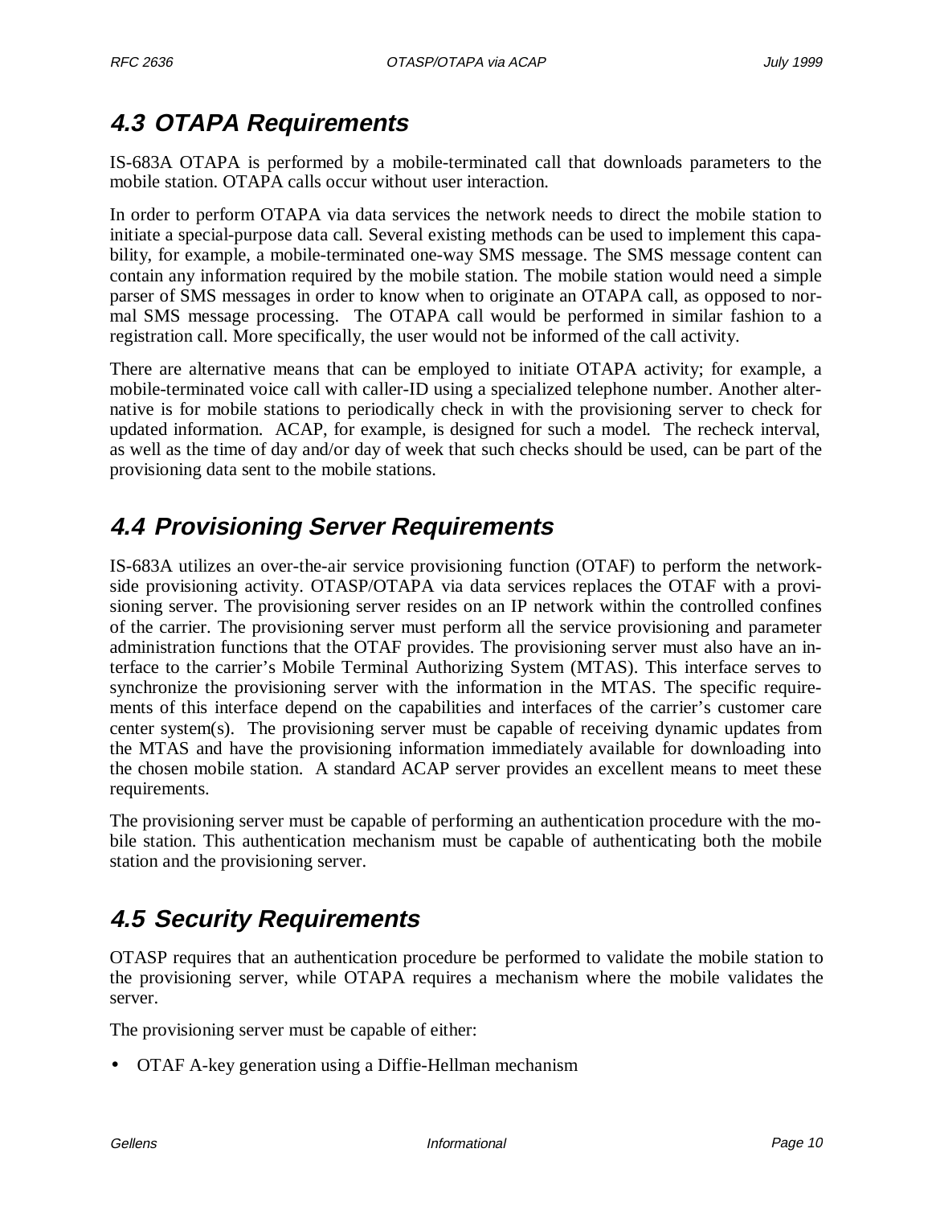## 4.3 OTAPA Requirements

IS-683A OTAPA is performed by a mobile-terminated call that downloads parameters to the mobile station. OTAPA calls occur without user interaction.

In order to perform OTAPA via data services the network needs to direct the mobile station to initiate a special-purpose data call. Several existing methods can be used to implement this capability, for example, a mobile-terminated one-way SMS message. The SMS message content can contain any information required by the mobile station. The mobile station would need a simple parser of SMS messages in order to know when to originate an OTAPA call, as opposed to normal SMS message processing. The OTAPA call would be performed in similar fashion to a registration call. More specifically, the user would not be informed of the call activity.

There are alternative means that can be employed to initiate OTAPA activity; for example, a mobile-terminated voice call with caller-ID using a specialized telephone number. Another alternative is for mobile stations to periodically check in with the provisioning server to check for updated information. ACAP, for example, is designed for such a model. The recheck interval, as well as the time of day and/or day of week that such checks should be used, can be part of the provisioning data sent to the mobile stations.

## 4.4 Provisioning Server Requirements

IS-683A utilizes an over-the-air service provisioning function (OTAF) to perform the network-side provisioning activity. OTASP/OTAPA via data services replaces the OTAF with a provisioning server. The provisioning server resides on an IP network within the controlled confines of the carrier. The provisioning server must perform all the service provisioning and parameter administration functions that the OTAF provides. The provisioning server must also have an interface to the carrier's Mobile Terminal Authorizing System (MTAS). This interface serves to synchronize the provisioning server with the information in the MTAS. The specific requirements of this interface depend on the capabilities and interfaces of the carrier's customer care center system(s). The provisioning server must be capable of receiving dynamic updates from the MTAS and have the provisioning information immediately available for downloading into the chosen mobile station. A standard ACAP server provides an excellent means to meet these requirements.

The provisioning server must be capable of performing an authentication procedure with the mobile station. This authentication mechanism must be capable of authenticating both the mobile station and the provisioning server.

## 4.5 Security Requirements

OTASP requires that an authentication procedure be performed to validate the mobile station to the provisioning server, while OTAPA requires a mechanism where the mobile validates the server.

The provisioning server must be capable of either:

- OTAF A-key generation using a Diffie-Hellman mechanism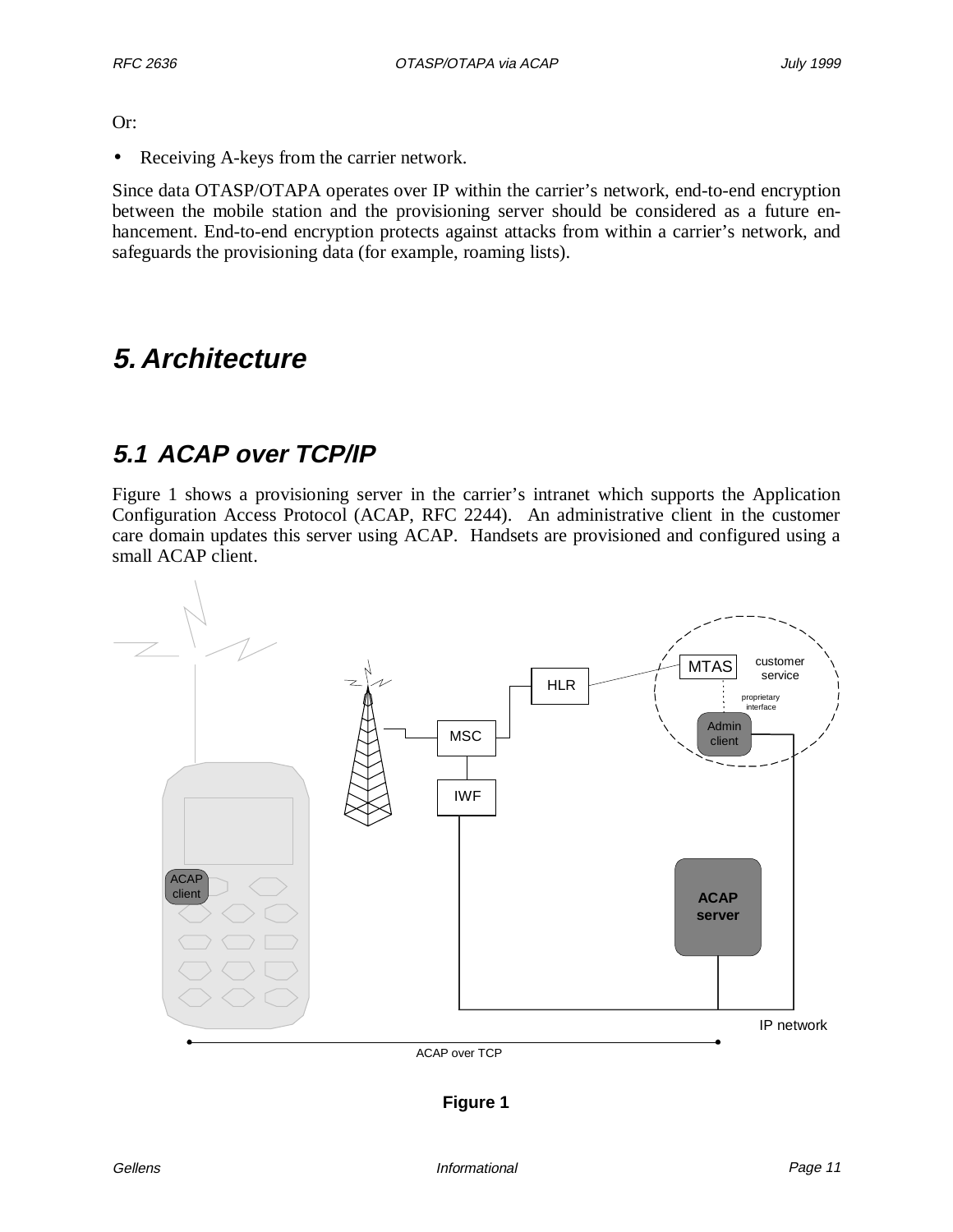Or:

- Receiving A-keys from the carrier network.

Since data OTASP/OTAPA operates over IP within the carrier's network, end-to-end encryption between the mobile station and the provisioning server should be considered as a future enhancement. End-to-end encryption protects against attacks from within a carrier's network, and safeguards the provisioning data (for example, roaming lists).

# 5. Architecture

## 5.1 ACAP over TCP/IP

Figure 1 shows a provisioning server in the carrier's intranet which supports the Application Configuration Access Protocol (ACAP, RFC 2244). An administrative client in the customer care domain updates this server using ACAP. Handsets are provisioned and configured using a small ACAP client.

**Figure 1**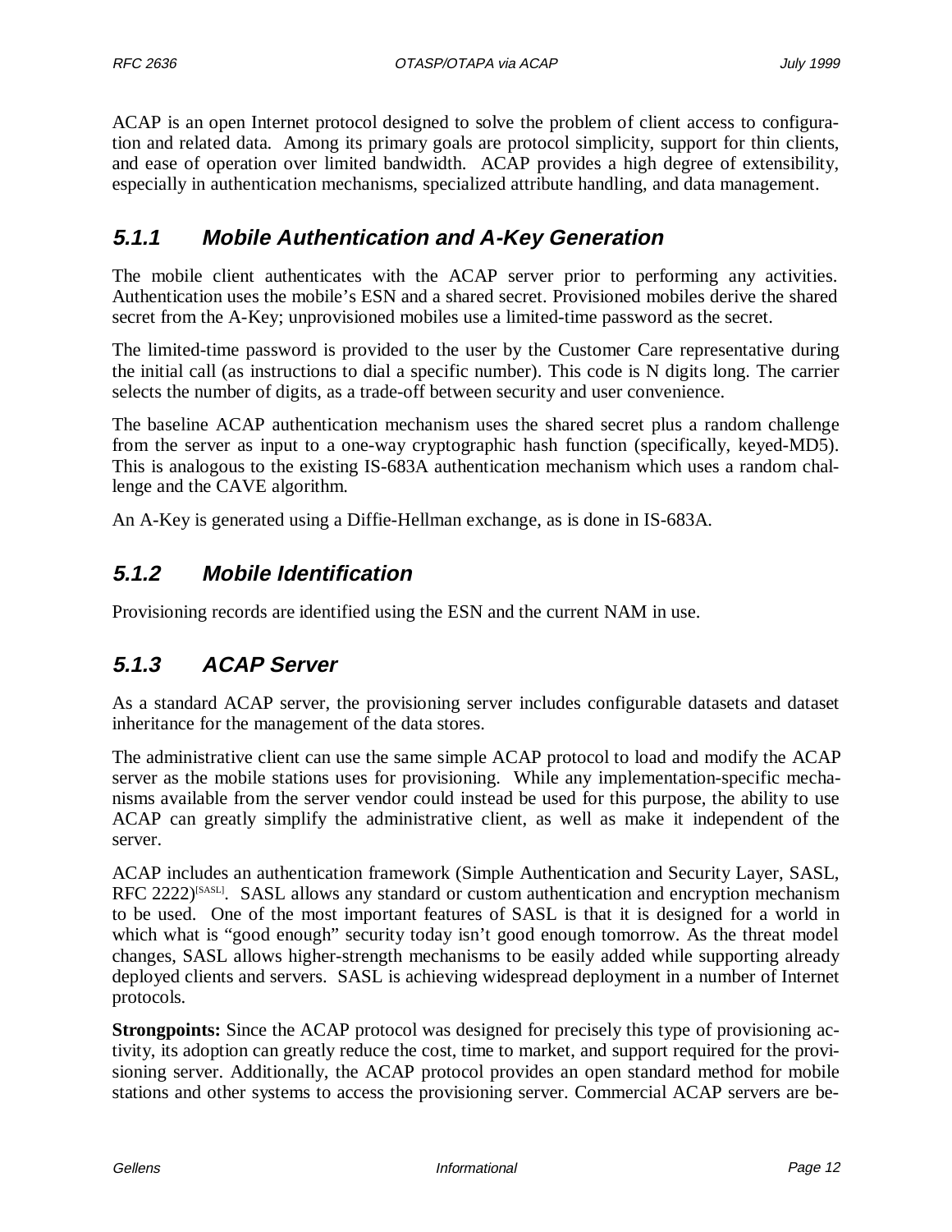ACAP is an open Internet protocol designed to solve the problem of client access to configuration and related data. Among its primary goals are protocol simplicity, support for thin clients, and ease of operation over limited bandwidth. ACAP provides a high degree of extensibility, especially in authentication mechanisms, specialized attribute handling, and data management.

### 5.1.1 Mobile Authentication and A-Key Generation

The mobile client authenticates with the ACAP server prior to performing any activities. Authentication uses the mobile's ESN and a shared secret. Provisioned mobiles derive the shared secret from the A-Key; unprovisioned mobiles use a limited-time password as the secret.

The limited-time password is provided to the user by the Customer Care representative during the initial call (as instructions to dial a specific number). This code is N digits long. The carrier selects the number of digits, as a trade-off between security and user convenience.

The baseline ACAP authentication mechanism uses the shared secret plus a random challenge from the server as input to a one-way cryptographic hash function (specifically, keyed-MD5). This is analogous to the existing IS-683A authentication mechanism which uses a random challenge and the CAVE algorithm.

An A-Key is generated using a Diffie-Hellman exchange, as is done in IS-683A.

### 5.1.2 Mobile Identification

Provisioning records are identified using the ESN and the current NAM in use.

### 5.1.3 ACAP Server

As a standard ACAP server, the provisioning server includes configurable datasets and dataset inheritance for the management of the data stores.

The administrative client can use the same simple ACAP protocol to load and modify the ACAP server as the mobile stations uses for provisioning. While any implementation-specific mechanisms available from the server vendor could instead be used for this purpose, the ability to use ACAP can greatly simplify the administrative client, as well as make it independent of the server.

ACAP includes an authentication framework (Simple Authentication and Security Layer, SASL, RFC 2222)[SASL]. SASL allows any standard or custom authentication and encryption mechanism to be used. One of the most important features of SASL is that it is designed for a world in which what is "good enough" security today isn't good enough tomorrow. As the threat model changes, SASL allows higher-strength mechanisms to be easily added while supporting already deployed clients and servers. SASL is achieving widespread deployment in a number of Internet protocols.

**Strongpoints:** Since the ACAP protocol was designed for precisely this type of provisioning activity, its adoption can greatly reduce the cost, time to market, and support required for the provisioning server. Additionally, the ACAP protocol provides an open standard method for mobile stations and other systems to access the provisioning server. Commercial ACAP servers are be-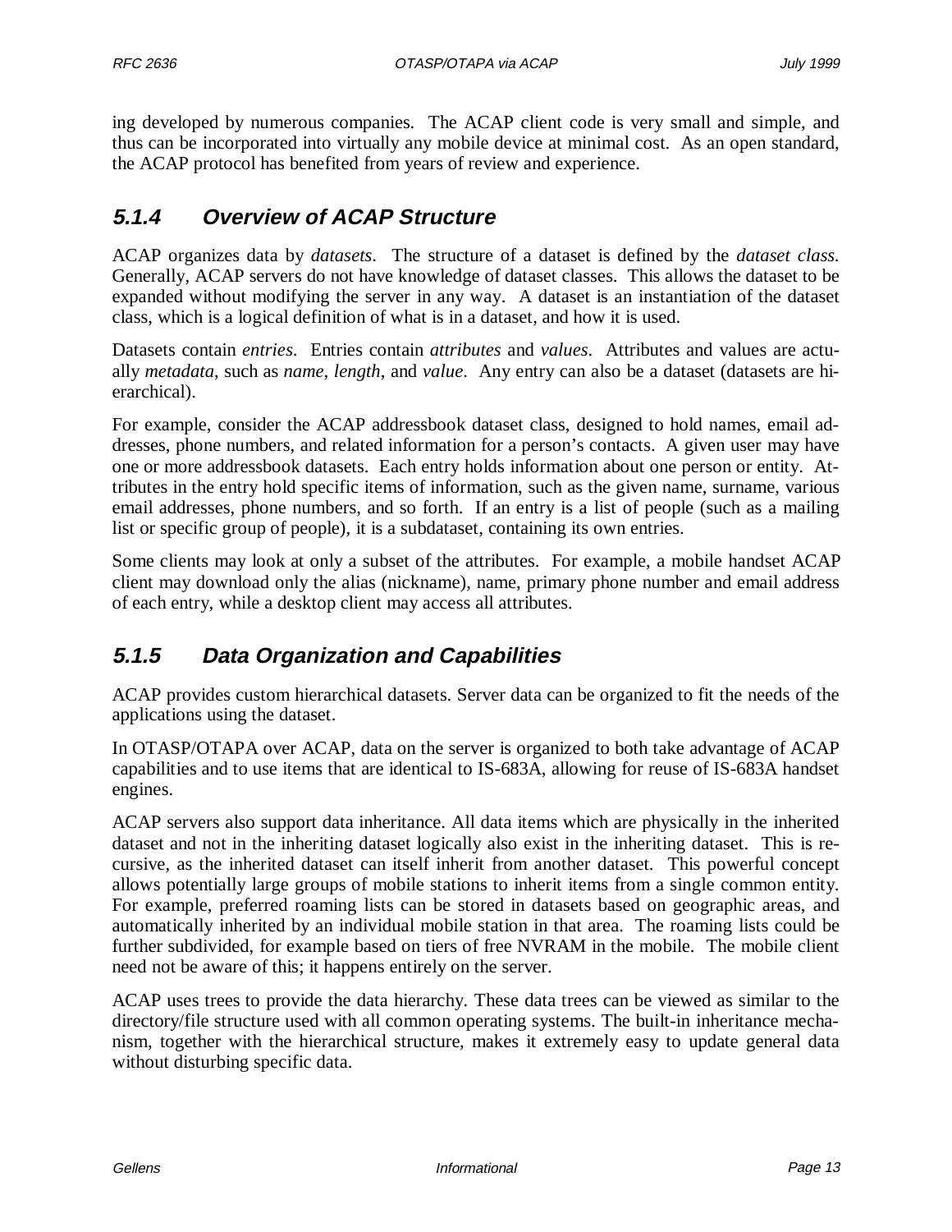ing developed by numerous companies. The ACAP client code is very small and simple, and thus can be incorporated into virtually any mobile device at minimal cost. As an open standard, the ACAP protocol has benefited from years of review and experience.

### 5.1.4 Overview of ACAP Structure

ACAP organizes data by *datasets*. The structure of a dataset is defined by the *dataset class*. Generally, ACAP servers do not have knowledge of dataset classes. This allows the dataset to be expanded without modifying the server in any way. A dataset is an instantiation of the dataset class, which is a logical definition of what is in a dataset, and how it is used.

Datasets contain *entries*. Entries contain *attributes* and *values*. Attributes and values are actually *metadata*, such as *name*, *length*, and *value*. Any entry can also be a dataset (datasets are hierarchical).

For example, consider the ACAP addressbook dataset class, designed to hold names, email addresses, phone numbers, and related information for a person's contacts. A given user may have one or more addressbook datasets. Each entry holds information about one person or entity. Attributes in the entry hold specific items of information, such as the given name, surname, various email addresses, phone numbers, and so forth. If an entry is a list of people (such as a mailing list or specific group of people), it is a subdataset, containing its own entries.

Some clients may look at only a subset of the attributes. For example, a mobile handset ACAP client may download only the alias (nickname), name, primary phone number and email address of each entry, while a desktop client may access all attributes.

### 5.1.5 Data Organization and Capabilities

ACAP provides custom hierarchical datasets. Server data can be organized to fit the needs of the applications using the dataset.

In OTASP/OTAPA over ACAP, data on the server is organized to both take advantage of ACAP capabilities and to use items that are identical to IS-683A, allowing for reuse of IS-683A handset engines.

ACAP servers also support data inheritance. All data items which are physically in the inherited dataset and not in the inheriting dataset logically also exist in the inheriting dataset. This is recursive, as the inherited dataset can itself inherit from another dataset. This powerful concept allows potentially large groups of mobile stations to inherit items from a single common entity. For example, preferred roaming lists can be stored in datasets based on geographic areas, and automatically inherited by an individual mobile station in that area. The roaming lists could be further subdivided, for example based on tiers of free NVRAM in the mobile. The mobile client need not be aware of this; it happens entirely on the server.

ACAP uses trees to provide the data hierarchy. These data trees can be viewed as similar to the directory/file structure used with all common operating systems. The built-in inheritance mechanism, together with the hierarchical structure, makes it extremely easy to update general data without disturbing specific data.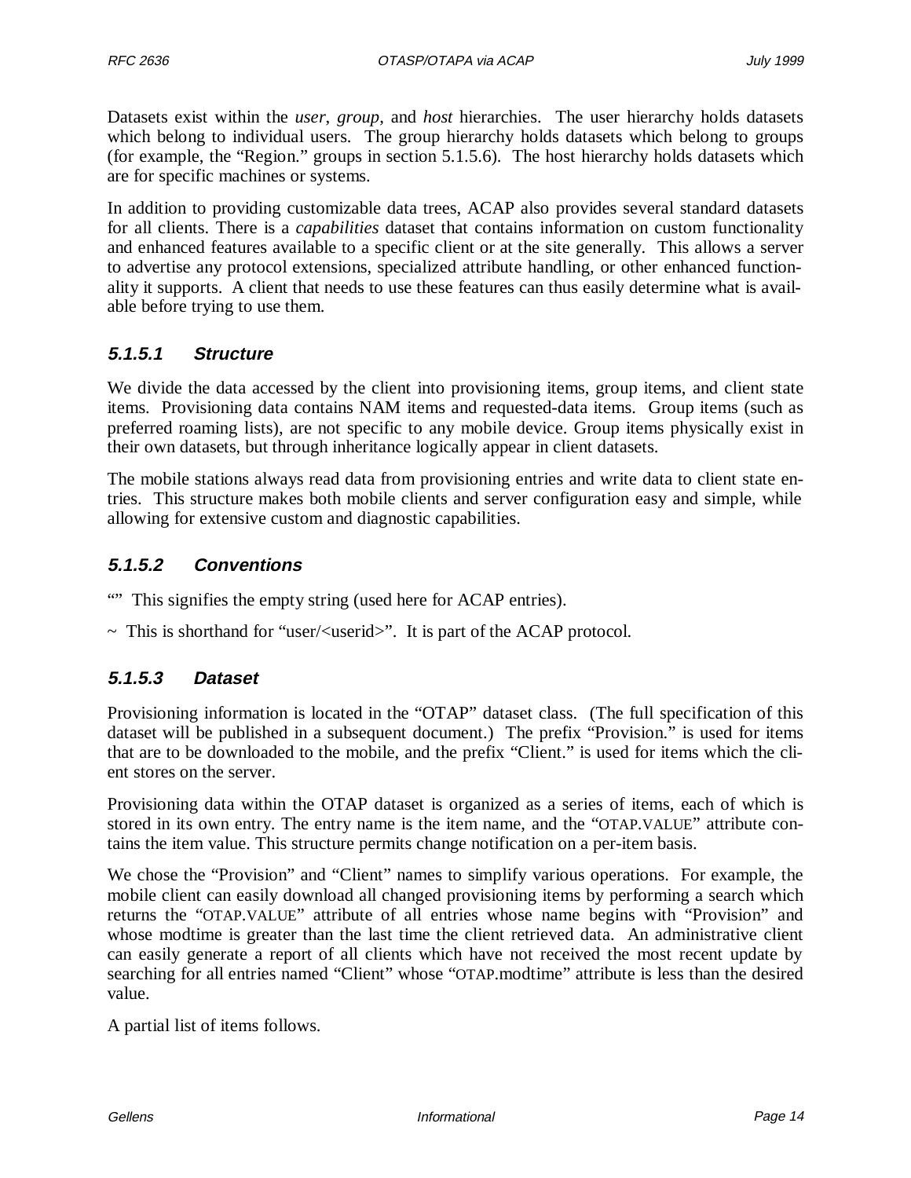Datasets exist within the *user*, *group*, and *host* hierarchies. The user hierarchy holds datasets which belong to individual users. The group hierarchy holds datasets which belong to groups (for example, the "Region." groups in section 5.1.5.6). The host hierarchy holds datasets which are for specific machines or systems.

In addition to providing customizable data trees, ACAP also provides several standard datasets for all clients. There is a *capabilities* dataset that contains information on custom functionality and enhanced features available to a specific client or at the site generally. This allows a server to advertise any protocol extensions, specialized attribute handling, or other enhanced functionality it supports. A client that needs to use these features can thus easily determine what is available before trying to use them.

#### 5.1.5.1 Structure

We divide the data accessed by the client into provisioning items, group items, and client state items. Provisioning data contains NAM items and requested-data items. Group items (such as preferred roaming lists), are not specific to any mobile device. Group items physically exist in their own datasets, but through inheritance logically appear in client datasets.

The mobile stations always read data from provisioning entries and write data to client state entries. This structure makes both mobile clients and server configuration easy and simple, while allowing for extensive custom and diagnostic capabilities.

#### 5.1.5.2 Conventions

"" This signifies the empty string (used here for ACAP entries).

~ This is shorthand for "user/<userid>". It is part of the ACAP protocol.

#### 5.1.5.3 Dataset

Provisioning information is located in the "OTAP" dataset class. (The full specification of this dataset will be published in a subsequent document.) The prefix "Provision." is used for items that are to be downloaded to the mobile, and the prefix "Client." is used for items which the client stores on the server.

Provisioning data within the OTAP dataset is organized as a series of items, each of which is stored in its own entry. The entry name is the item name, and the "OTAP.VALUE" attribute contains the item value. This structure permits change notification on a per-item basis.

We chose the "Provision" and "Client" names to simplify various operations. For example, the mobile client can easily download all changed provisioning items by performing a search which returns the "OTAP.VALUE" attribute of all entries whose name begins with "Provision" and whose modtime is greater than the last time the client retrieved data. An administrative client can easily generate a report of all clients which have not received the most recent update by searching for all entries named "Client" whose "OTAP.modtime" attribute is less than the desired value.

A partial list of items follows.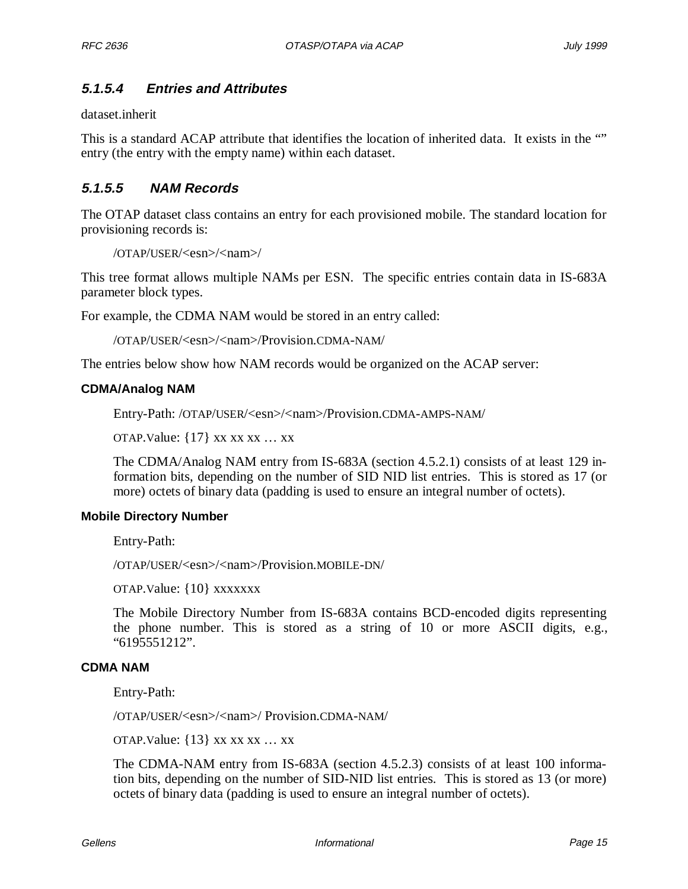#### 5.1.5.4 Entries and Attributes

dataset.inherit

This is a standard ACAP attribute that identifies the location of inherited data. It exists in the "" entry (the entry with the empty name) within each dataset.

#### 5.1.5.5 NAM Records

The OTAP dataset class contains an entry for each provisioned mobile. The standard location for provisioning records is:

> /OTAP/USER/<esn>/<nam>/

This tree format allows multiple NAMs per ESN. The specific entries contain data in IS-683A parameter block types.

For example, the CDMA NAM would be stored in an entry called:

> /OTAP/USER/<esn>/<nam>/Provision.CDMA-NAM/

The entries below show how NAM records would be organized on the ACAP server:

**CDMA/Analog NAM**

> Entry-Path: /OTAP/USER/<esn>/<nam>/Provision.CDMA-AMPS-NAM/
>
> OTAP.Value: {17} xx xx xx … xx
>
> The CDMA/Analog NAM entry from IS-683A (section 4.5.2.1) consists of at least 129 information bits, depending on the number of SID NID list entries. This is stored as 17 (or more) octets of binary data (padding is used to ensure an integral number of octets).

**Mobile Directory Number**

> Entry-Path:
>
> /OTAP/USER/<esn>/<nam>/Provision.MOBILE-DN/
>
> OTAP.Value: {10} xxxxxxx
>
> The Mobile Directory Number from IS-683A contains BCD-encoded digits representing the phone number. This is stored as a string of 10 or more ASCII digits, e.g., "6195551212".

**CDMA NAM**

> Entry-Path:
>
> /OTAP/USER/<esn>/<nam>/ Provision.CDMA-NAM/
>
> OTAP.Value: {13} xx xx xx … xx
>
> The CDMA-NAM entry from IS-683A (section 4.5.2.3) consists of at least 100 information bits, depending on the number of SID-NID list entries. This is stored as 13 (or more) octets of binary data (padding is used to ensure an integral number of octets).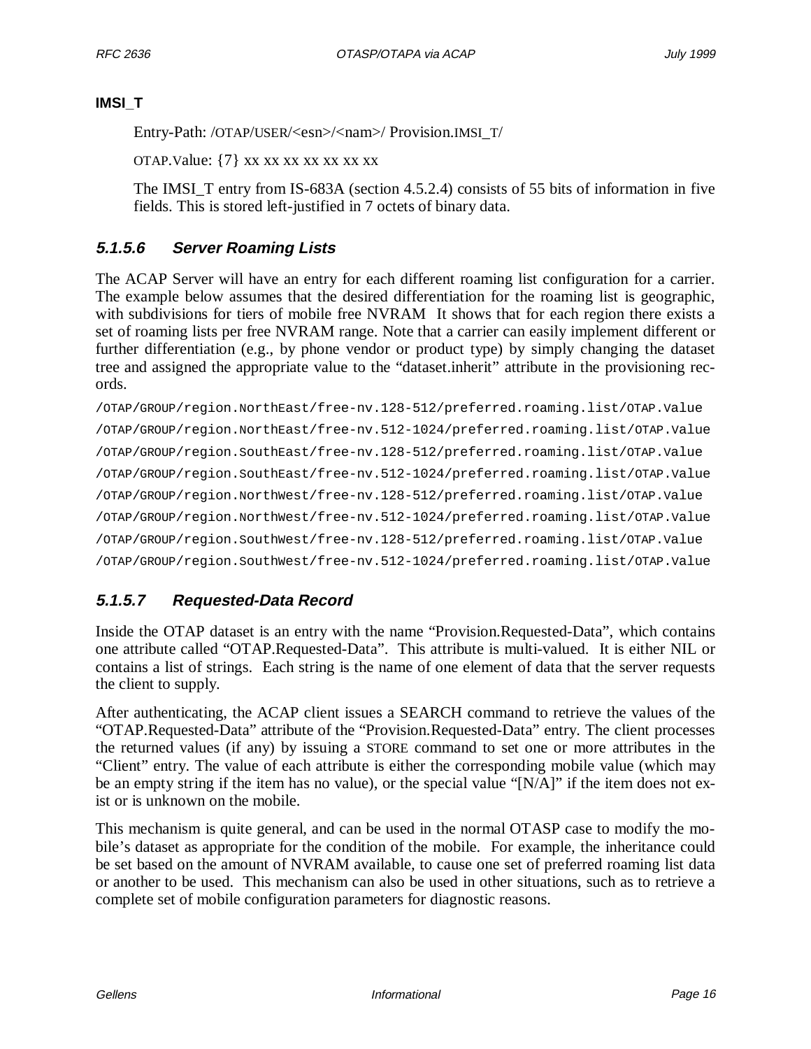**IMSI_T**

Entry-Path: /OTAP/USER/<esn>/<nam>/ Provision.IMSI_T/

OTAP.Value: {7} xx xx xx xx xx xx xx

The IMSI_T entry from IS-683A (section 4.5.2.4) consists of 55 bits of information in five fields. This is stored left-justified in 7 octets of binary data.

### 5.1.5.6 Server Roaming Lists

The ACAP Server will have an entry for each different roaming list configuration for a carrier. The example below assumes that the desired differentiation for the roaming list is geographic, with subdivisions for tiers of mobile free NVRAM It shows that for each region there exists a set of roaming lists per free NVRAM range. Note that a carrier can easily implement different or further differentiation (e.g., by phone vendor or product type) by simply changing the dataset tree and assigned the appropriate value to the "dataset.inherit" attribute in the provisioning records.

```
/OTAP/GROUP/region.NorthEast/free-nv.128-512/preferred.roaming.list/OTAP.Value
/OTAP/GROUP/region.NorthEast/free-nv.512-1024/preferred.roaming.list/OTAP.Value
/OTAP/GROUP/region.SouthEast/free-nv.128-512/preferred.roaming.list/OTAP.Value
/OTAP/GROUP/region.SouthEast/free-nv.512-1024/preferred.roaming.list/OTAP.Value
/OTAP/GROUP/region.NorthWest/free-nv.128-512/preferred.roaming.list/OTAP.Value
/OTAP/GROUP/region.NorthWest/free-nv.512-1024/preferred.roaming.list/OTAP.Value
/OTAP/GROUP/region.SouthWest/free-nv.128-512/preferred.roaming.list/OTAP.Value
/OTAP/GROUP/region.SouthWest/free-nv.512-1024/preferred.roaming.list/OTAP.Value
```

### 5.1.5.7 Requested-Data Record

Inside the OTAP dataset is an entry with the name "Provision.Requested-Data", which contains one attribute called "OTAP.Requested-Data". This attribute is multi-valued. It is either NIL or contains a list of strings. Each string is the name of one element of data that the server requests the client to supply.

After authenticating, the ACAP client issues a SEARCH command to retrieve the values of the "OTAP.Requested-Data" attribute of the "Provision.Requested-Data" entry. The client processes the returned values (if any) by issuing a STORE command to set one or more attributes in the "Client" entry. The value of each attribute is either the corresponding mobile value (which may be an empty string if the item has no value), or the special value "[N/A]" if the item does not exist or is unknown on the mobile.

This mechanism is quite general, and can be used in the normal OTASP case to modify the mobile's dataset as appropriate for the condition of the mobile. For example, the inheritance could be set based on the amount of NVRAM available, to cause one set of preferred roaming list data or another to be used. This mechanism can also be used in other situations, such as to retrieve a complete set of mobile configuration parameters for diagnostic reasons.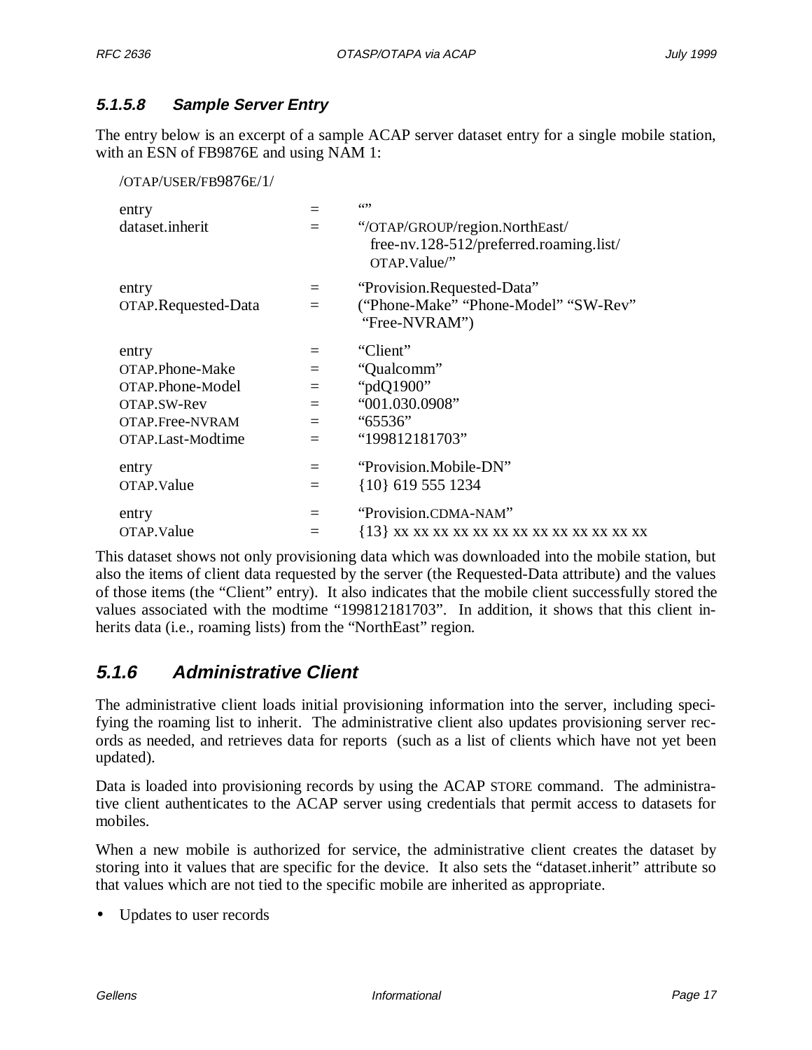#### 5.1.5.8 Sample Server Entry

The entry below is an excerpt of a sample ACAP server dataset entry for a single mobile station, with an ESN of FB9876E and using NAM 1:

```
/OTAP/USER/FB9876E/1/

entry                   =   ""
dataset.inherit         =   "/OTAP/GROUP/region.NorthEast/
                              free-nv.128-512/preferred.roaming.list/
                              OTAP.Value/"

entry                   =   "Provision.Requested-Data"
OTAP.Requested-Data     =   ("Phone-Make" "Phone-Model" "SW-Rev"
                             "Free-NVRAM")

entry                   =   "Client"
OTAP.Phone-Make         =   "Qualcomm"
OTAP.Phone-Model        =   "pdQ1900"
OTAP.SW-Rev             =   "001.030.0908"
OTAP.Free-NVRAM         =   "65536"
OTAP.Last-Modtime       =   "199812181703"

entry                   =   "Provision.Mobile-DN"
OTAP.Value              =   {10} 619 555 1234

entry                   =   "Provision.CDMA-NAM"
OTAP.Value              =   {13} xx xx xx xx xx xx xx xx xx xx xx xx xx
```

This dataset shows not only provisioning data which was downloaded into the mobile station, but also the items of client data requested by the server (the Requested-Data attribute) and the values of those items (the "Client" entry). It also indicates that the mobile client successfully stored the values associated with the modtime "199812181703". In addition, it shows that this client inherits data (i.e., roaming lists) from the "NorthEast" region.

### 5.1.6 Administrative Client

The administrative client loads initial provisioning information into the server, including specifying the roaming list to inherit. The administrative client also updates provisioning server records as needed, and retrieves data for reports (such as a list of clients which have not yet been updated).

Data is loaded into provisioning records by using the ACAP STORE command. The administrative client authenticates to the ACAP server using credentials that permit access to datasets for mobiles.

When a new mobile is authorized for service, the administrative client creates the dataset by storing into it values that are specific for the device. It also sets the "dataset.inherit" attribute so that values which are not tied to the specific mobile are inherited as appropriate.

- Updates to user records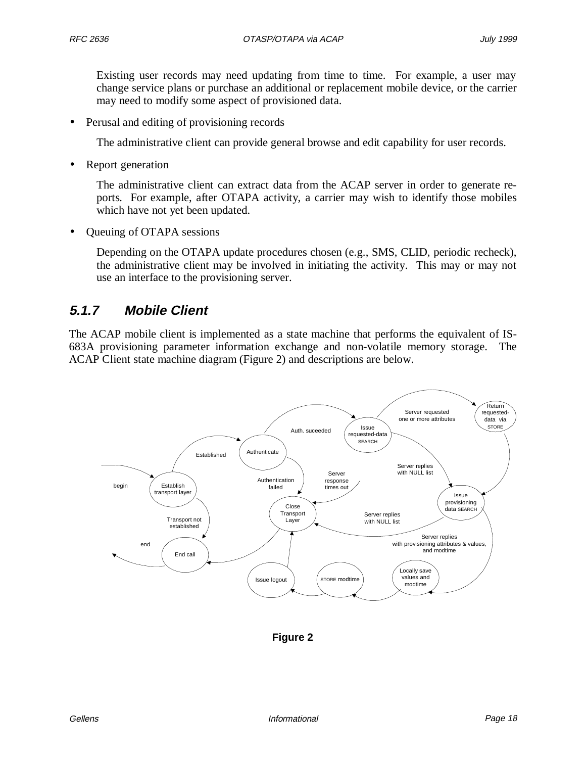Existing user records may need updating from time to time. For example, a user may change service plans or purchase an additional or replacement mobile device, or the carrier may need to modify some aspect of provisioned data.

- Perusal and editing of provisioning records

  The administrative client can provide general browse and edit capability for user records.

- Report generation

  The administrative client can extract data from the ACAP server in order to generate reports. For example, after OTAPA activity, a carrier may wish to identify those mobiles which have not yet been updated.

- Queuing of OTAPA sessions

  Depending on the OTAPA update procedures chosen (e.g., SMS, CLID, periodic recheck), the administrative client may be involved in initiating the activity. This may or may not use an interface to the provisioning server.

### 5.1.7 Mobile Client

The ACAP mobile client is implemented as a state machine that performs the equivalent of IS-683A provisioning parameter information exchange and non-volatile memory storage. The ACAP Client state machine diagram (Figure 2) and descriptions are below.

begin → Establish transport layer

Establish transport layer —Established→ Authenticate

Establish transport layer —Transport not established→ End call

Authenticate —Auth. suceeded→ Issue requested-data SEARCH

Authenticate —Authentication failed→ Close Transport Layer

Issue requested-data SEARCH —Server requested one or more attributes→ Return requested-data via STORE

Issue requested-data SEARCH —Server replies with NULL list→ Issue provisioning data SEARCH

Return requested-data via STORE → Issue provisioning data SEARCH

Server response times out → Close Transport Layer

Issue provisioning data SEARCH —Server replies with NULL list→ Close Transport Layer

Issue provisioning data SEARCH —Server replies with provisioning attributes & values, and modtime→ Locally save values and modtime

Locally save values and modtime → STORE modtime

STORE modtime → Issue logout

Issue logout → Close Transport Layer

Close Transport Layer → End call

End call → end

**Figure 2**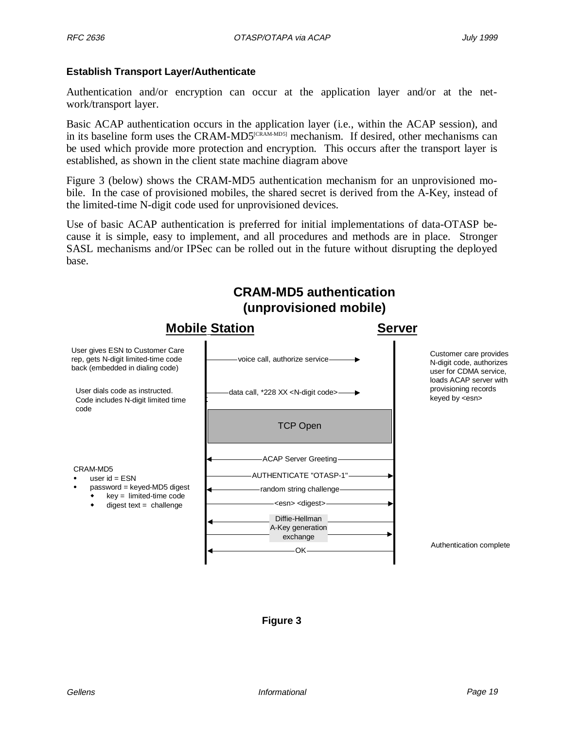### Establish Transport Layer/Authenticate

Authentication and/or encryption can occur at the application layer and/or at the network/transport layer.

Basic ACAP authentication occurs in the application layer (i.e., within the ACAP session), and in its baseline form uses the CRAM-MD5[CRAM-MD5] mechanism. If desired, other mechanisms can be used which provide more protection and encryption. This occurs after the transport layer is established, as shown in the client state machine diagram above

Figure 3 (below) shows the CRAM-MD5 authentication mechanism for an unprovisioned mobile. In the case of provisioned mobiles, the shared secret is derived from the A-Key, instead of the limited-time N-digit code used for unprovisioned devices.

Use of basic ACAP authentication is preferred for initial implementations of data-OTASP because it is simple, easy to implement, and all procedures and methods are in place. Stronger SASL mechanisms and/or IPSec can be rolled out in the future without disrupting the deployed base.

**CRAM-MD5 authentication (unprovisioned mobile)**

**Mobile Station** — **Server**

- User gives ESN to Customer Care rep, gets N-digit limited-time code back (embedded in dialing code)
  - voice call, authorize service →
  - Server: Customer care provides N-digit code, authorizes user for CDMA service, loads ACAP server with provisioning records keyed by <esn>
- User dials code as instructed. Code includes N-digit limited time code
  - data call, *228 XX <N-digit code> →
- TCP Open
- ← ACAP Server Greeting
- CRAM-MD5
  - user id = ESN
  - password = keyed-MD5 digest
    - key = limited-time code
    - digest text = challenge
- AUTHENTICATE "OTASP-1" →
- ← random string challenge
- <esn> <digest> →
- ↔ Diffie-Hellman A-Key generation exchange
- ← OK
- Server: Authentication complete

**Figure 3**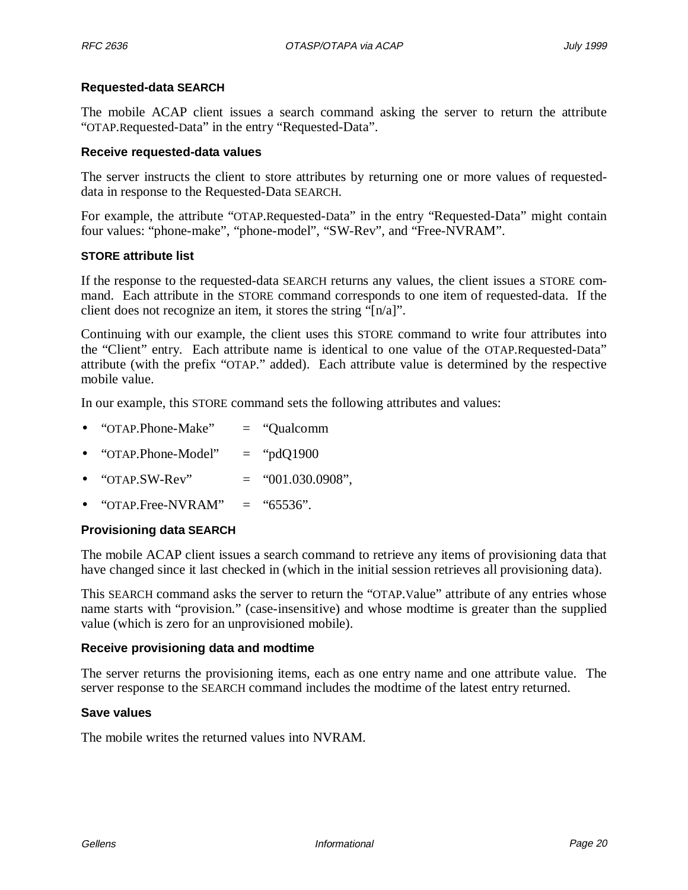#### Requested-data SEARCH

The mobile ACAP client issues a search command asking the server to return the attribute "OTAP.Requested-Data" in the entry "Requested-Data".

#### Receive requested-data values

The server instructs the client to store attributes by returning one or more values of requested-data in response to the Requested-Data SEARCH.

For example, the attribute "OTAP.Requested-Data" in the entry "Requested-Data" might contain four values: "phone-make", "phone-model", "SW-Rev", and "Free-NVRAM".

#### STORE attribute list

If the response to the requested-data SEARCH returns any values, the client issues a STORE command. Each attribute in the STORE command corresponds to one item of requested-data. If the client does not recognize an item, it stores the string "[n/a]".

Continuing with our example, the client uses this STORE command to write four attributes into the "Client" entry. Each attribute name is identical to one value of the OTAP.Requested-Data" attribute (with the prefix "OTAP." added). Each attribute value is determined by the respective mobile value.

In our example, this STORE command sets the following attributes and values:

- "OTAP.Phone-Make" = "Qualcomm
- "OTAP.Phone-Model" = "pdQ1900
- "OTAP.SW-Rev" = "001.030.0908",
- "OTAP.Free-NVRAM" = "65536".

#### Provisioning data SEARCH

The mobile ACAP client issues a search command to retrieve any items of provisioning data that have changed since it last checked in (which in the initial session retrieves all provisioning data).

This SEARCH command asks the server to return the "OTAP.Value" attribute of any entries whose name starts with "provision." (case-insensitive) and whose modtime is greater than the supplied value (which is zero for an unprovisioned mobile).

#### Receive provisioning data and modtime

The server returns the provisioning items, each as one entry name and one attribute value. The server response to the SEARCH command includes the modtime of the latest entry returned.

#### Save values

The mobile writes the returned values into NVRAM.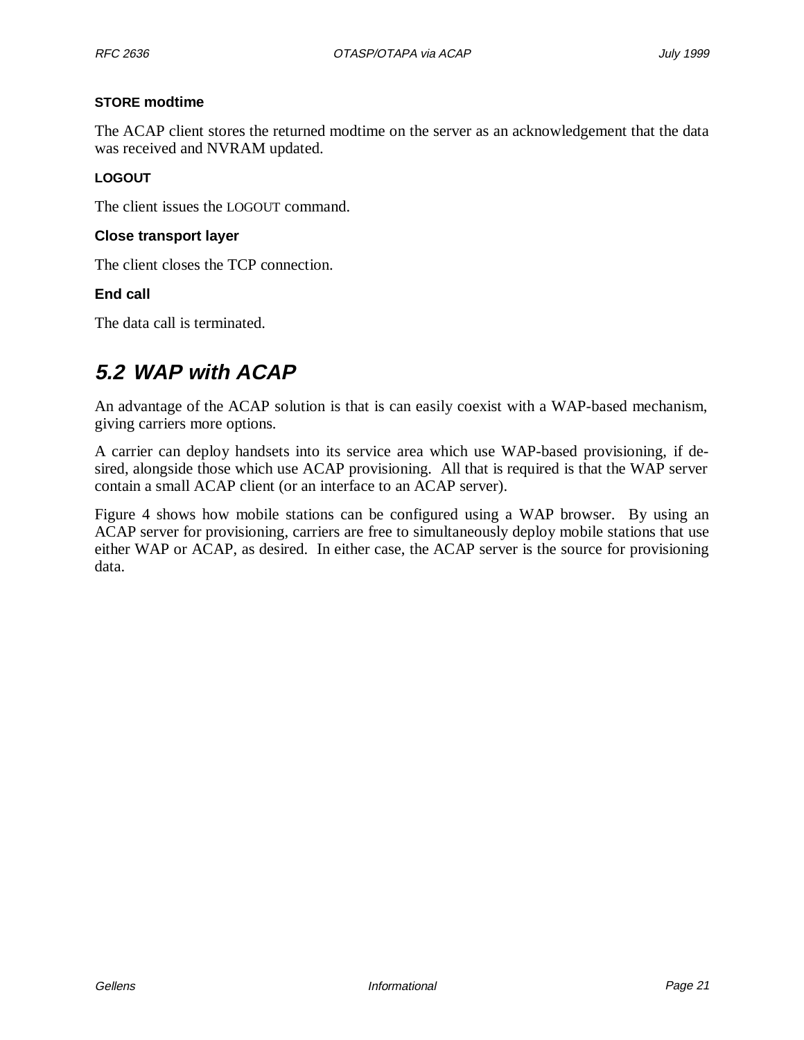#### STORE modtime

The ACAP client stores the returned modtime on the server as an acknowledgement that the data was received and NVRAM updated.

#### LOGOUT

The client issues the LOGOUT command.

#### Close transport layer

The client closes the TCP connection.

#### End call

The data call is terminated.

## 5.2 WAP with ACAP

An advantage of the ACAP solution is that is can easily coexist with a WAP-based mechanism, giving carriers more options.

A carrier can deploy handsets into its service area which use WAP-based provisioning, if desired, alongside those which use ACAP provisioning. All that is required is that the WAP server contain a small ACAP client (or an interface to an ACAP server).

Figure 4 shows how mobile stations can be configured using a WAP browser. By using an ACAP server for provisioning, carriers are free to simultaneously deploy mobile stations that use either WAP or ACAP, as desired. In either case, the ACAP server is the source for provisioning data.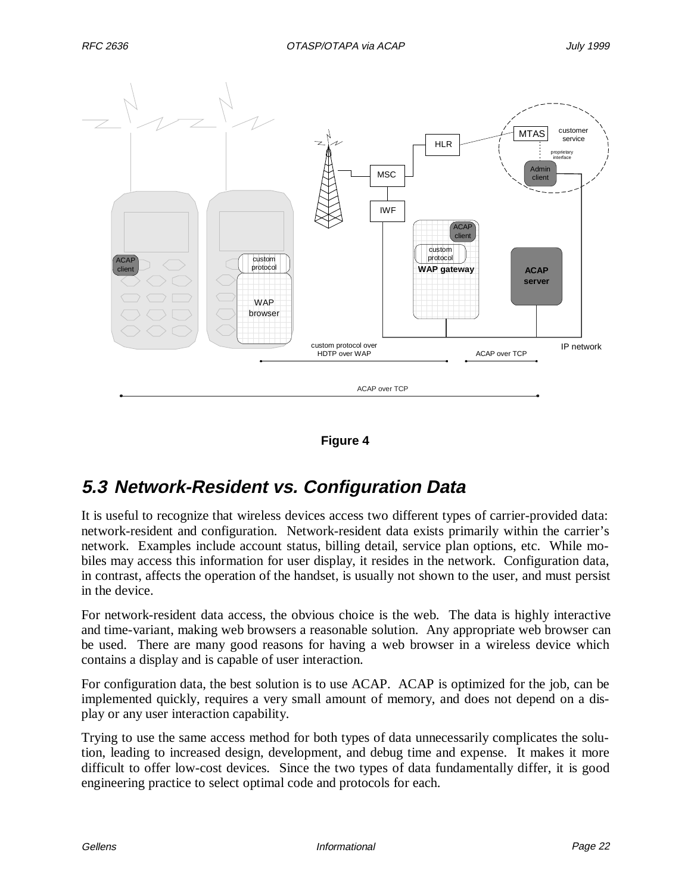**Figure 4**

## 5.3 Network-Resident vs. Configuration Data

It is useful to recognize that wireless devices access two different types of carrier-provided data: network-resident and configuration. Network-resident data exists primarily within the carrier's network. Examples include account status, billing detail, service plan options, etc. While mobiles may access this information for user display, it resides in the network. Configuration data, in contrast, affects the operation of the handset, is usually not shown to the user, and must persist in the device.

For network-resident data access, the obvious choice is the web. The data is highly interactive and time-variant, making web browsers a reasonable solution. Any appropriate web browser can be used. There are many good reasons for having a web browser in a wireless device which contains a display and is capable of user interaction.

For configuration data, the best solution is to use ACAP. ACAP is optimized for the job, can be implemented quickly, requires a very small amount of memory, and does not depend on a display or any user interaction capability.

Trying to use the same access method for both types of data unnecessarily complicates the solution, leading to increased design, development, and debug time and expense. It makes it more difficult to offer low-cost devices. Since the two types of data fundamentally differ, it is good engineering practice to select optimal code and protocols for each.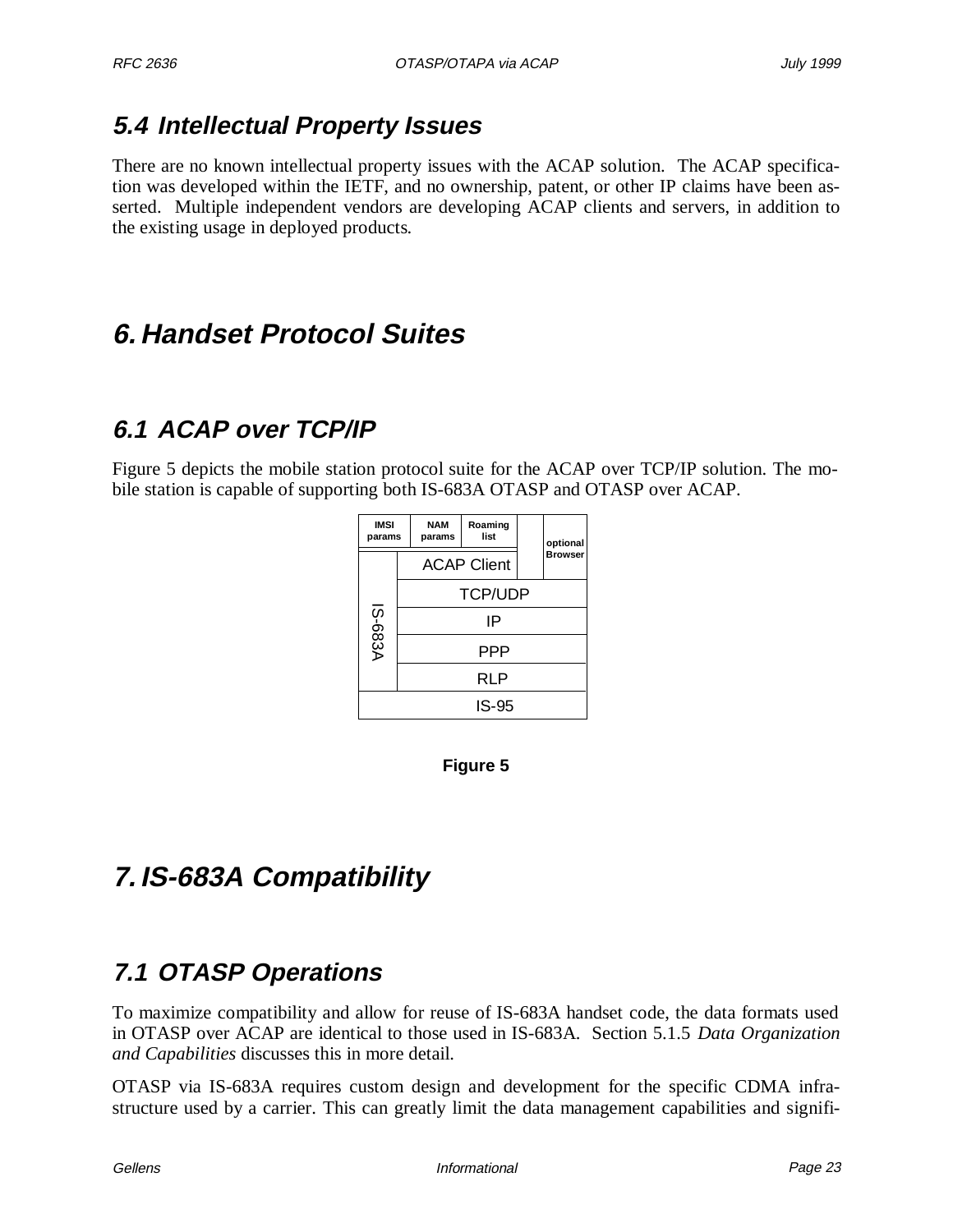## 5.4 Intellectual Property Issues

There are no known intellectual property issues with the ACAP solution. The ACAP specification was developed within the IETF, and no ownership, patent, or other IP claims have been asserted. Multiple independent vendors are developing ACAP clients and servers, in addition to the existing usage in deployed products.

# 6. Handset Protocol Suites

## 6.1 ACAP over TCP/IP

Figure 5 depicts the mobile station protocol suite for the ACAP over TCP/IP solution. The mobile station is capable of supporting both IS-683A OTASP and OTASP over ACAP.

```
+--------+--------+---------+---+----------+
|  IMSI  |  NAM   | Roaming |   |          |
| params | params |  list   |   | optional |
+--------+--------+---------+   | Browser  |
|        |    ACAP Client   |   |          |
|        +------------------+---+----------+
|        |         TCP/UDP                 |
|        +---------------------------------+
| IS-683A|           IP                    |
|        +---------------------------------+
|        |           PPP                   |
|        +---------------------------------+
|        |           RLP                   |
+--------+---------------------------------+
|                  IS-95                   |
+------------------------------------------+
```

**Figure 5**

# 7. IS-683A Compatibility

## 7.1 OTASP Operations

To maximize compatibility and allow for reuse of IS-683A handset code, the data formats used in OTASP over ACAP are identical to those used in IS-683A. Section 5.1.5 *Data Organization and Capabilities* discusses this in more detail.

OTASP via IS-683A requires custom design and development for the specific CDMA infrastructure used by a carrier. This can greatly limit the data management capabilities and signifi-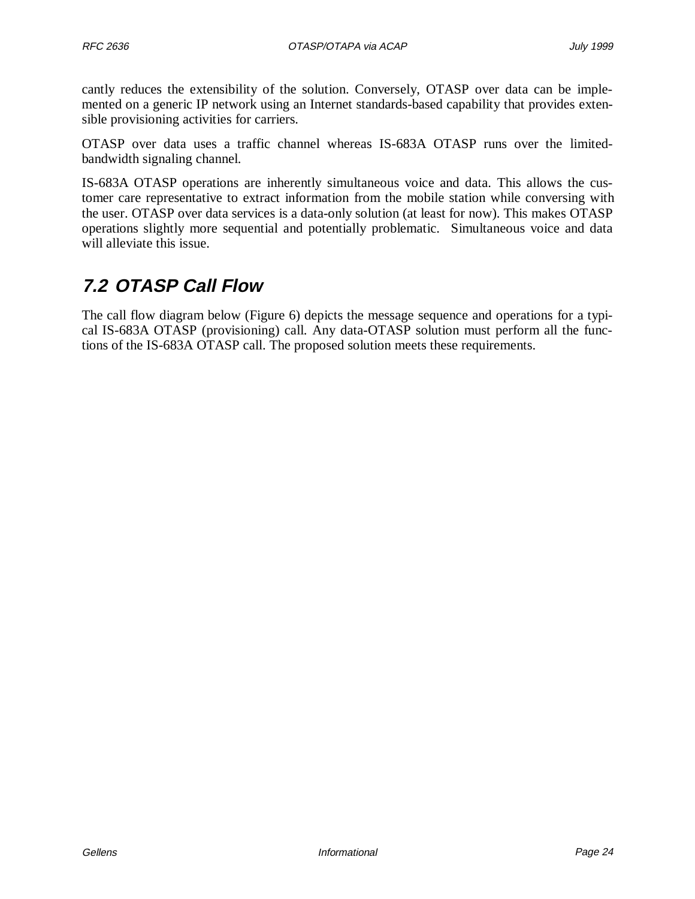cantly reduces the extensibility of the solution. Conversely, OTASP over data can be implemented on a generic IP network using an Internet standards-based capability that provides extensible provisioning activities for carriers.

OTASP over data uses a traffic channel whereas IS-683A OTASP runs over the limited-bandwidth signaling channel.

IS-683A OTASP operations are inherently simultaneous voice and data. This allows the customer care representative to extract information from the mobile station while conversing with the user. OTASP over data services is a data-only solution (at least for now). This makes OTASP operations slightly more sequential and potentially problematic. Simultaneous voice and data will alleviate this issue.

## 7.2 OTASP Call Flow

The call flow diagram below (Figure 6) depicts the message sequence and operations for a typical IS-683A OTASP (provisioning) call. Any data-OTASP solution must perform all the functions of the IS-683A OTASP call. The proposed solution meets these requirements.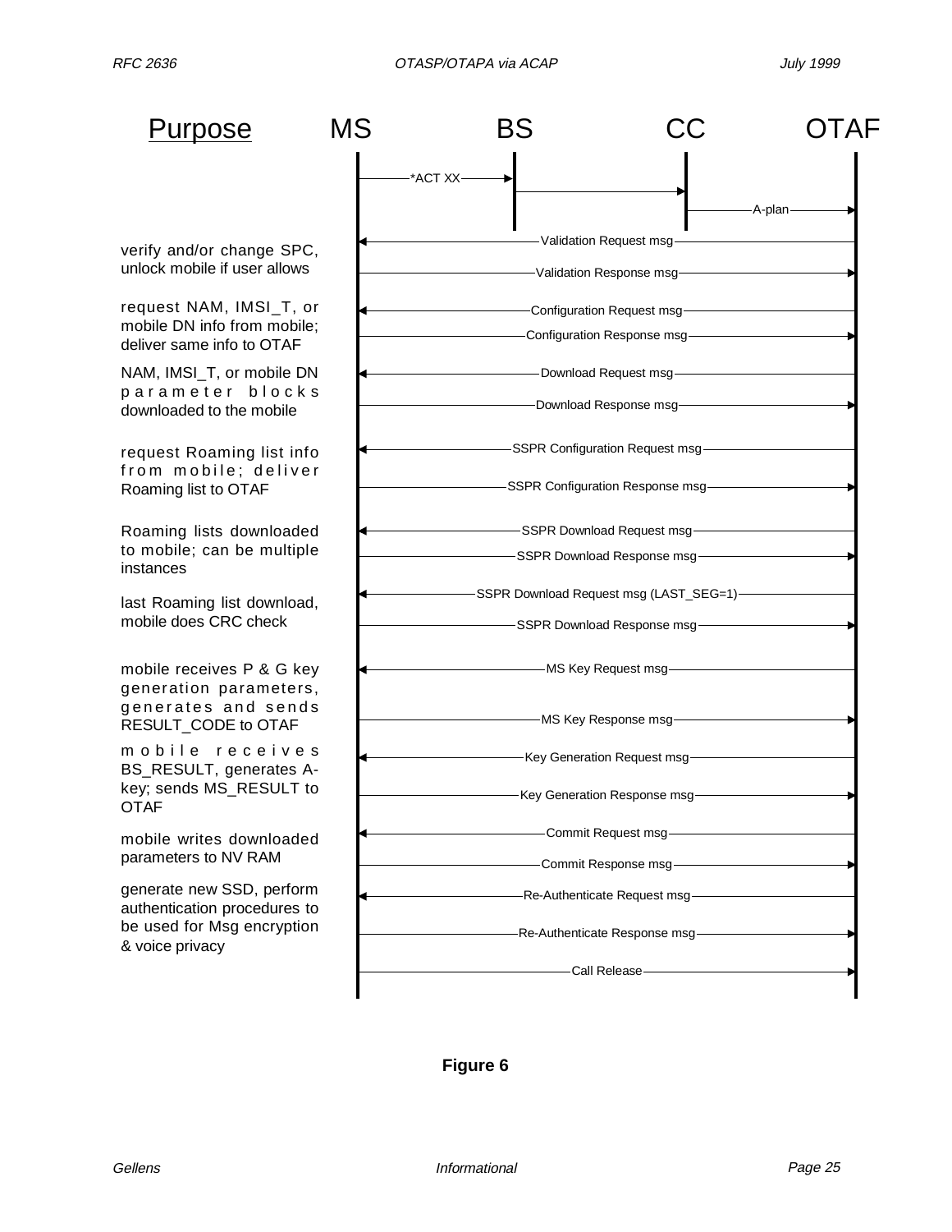```
Purpose                         MS             BS             CC           OTAF
                                 |              |              |              |
                                 |---*ACT XX--->|              |              |
                                 |              |------------->|              |
                                 |              |              |---A-plan---->|
                                 |<-------Validation Request msg--------------|
verify and/or change SPC,        |                                            |
unlock mobile if user allows     |--------Validation Response msg------------>|
                                 |                                            |
request NAM, IMSI_T, or          |<-------Configuration Request msg-----------|
mobile DN info from mobile;      |--------Configuration Response msg--------->|
deliver same info to OTAF        |                                            |
NAM, IMSI_T, or mobile DN        |<-------Download Request msg----------------|
parameter blocks                 |                                            |
downloaded to the mobile         |--------Download Response msg-------------->|
                                 |                                            |
request Roaming list info        |<-------SSPR Configuration Request msg------|
from mobile; deliver             |                                            |
Roaming list to OTAF             |--------SSPR Configuration Response msg---->|
                                 |                                            |
Roaming lists downloaded         |<-------SSPR Download Request msg-----------|
to mobile; can be multiple       |--------SSPR Download Response msg--------->|
instances                        |                                            |
                                 |<--SSPR Download Request msg (LAST_SEG=1)---|
last Roaming list download,      |                                            |
mobile does CRC check            |--------SSPR Download Response msg--------->|
                                 |                                            |
mobile receives P & G key        |<-------MS Key Request msg------------------|
generation parameters,           |                                            |
generates and sends              |                                            |
RESULT_CODE to OTAF              |--------MS Key Response msg---------------->|
mobile receives                  |<-------Key Generation Request msg----------|
BS_RESULT, generates A-          |                                            |
key; sends MS_RESULT to          |--------Key Generation Response msg-------->|
OTAF                             |                                            |
                                 |<-------Commit Request msg------------------|
mobile writes downloaded         |                                            |
parameters to NV RAM             |--------Commit Response msg---------------->|
                                 |                                            |
generate new SSD, perform        |<-------Re-Authenticate Request msg---------|
authentication procedures to     |                                            |
be used for Msg encryption       |--------Re-Authenticate Response msg------->|
& voice privacy                  |                                            |
                                 |--------Call Release----------------------->|
                                 |                                            |
```

**Figure 6**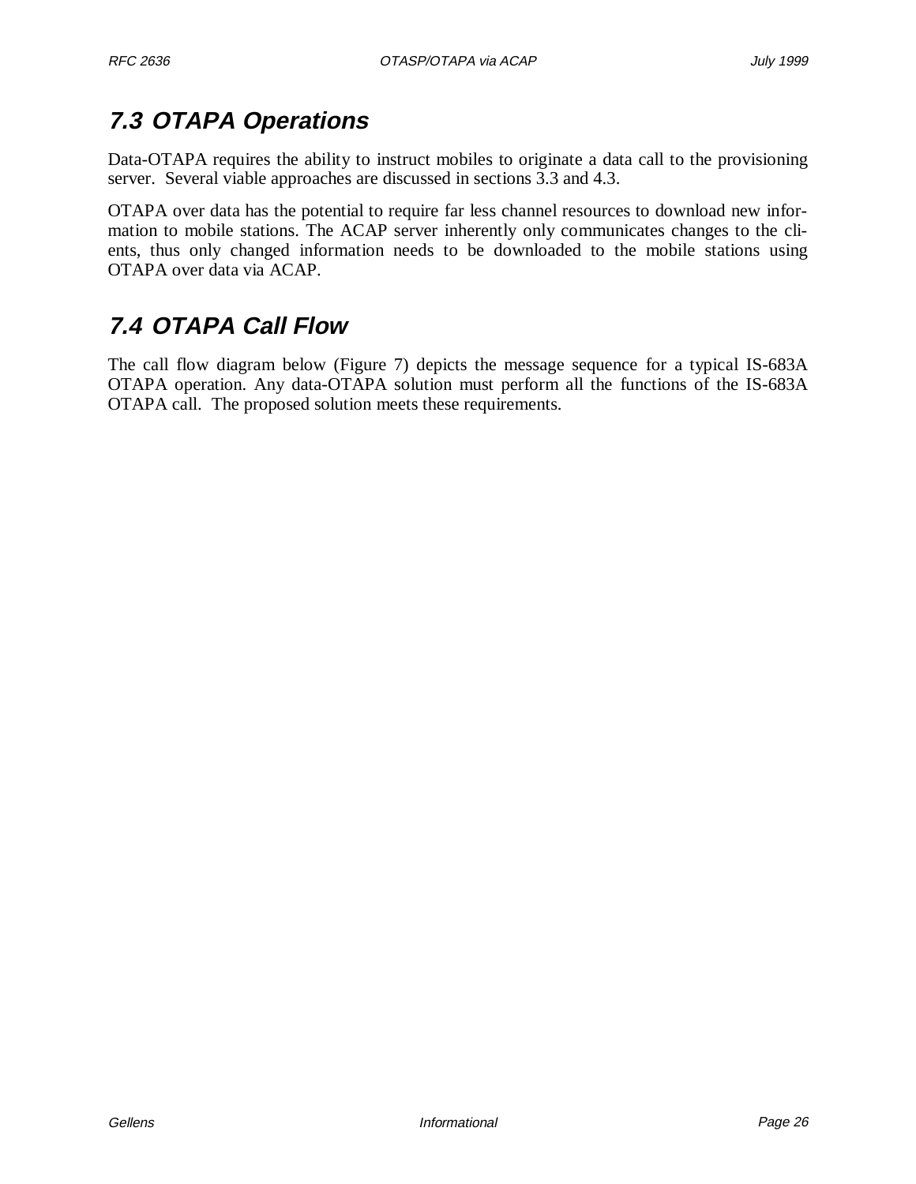## 7.3 OTAPA Operations

Data-OTAPA requires the ability to instruct mobiles to originate a data call to the provisioning server. Several viable approaches are discussed in sections 3.3 and 4.3.

OTAPA over data has the potential to require far less channel resources to download new information to mobile stations. The ACAP server inherently only communicates changes to the clients, thus only changed information needs to be downloaded to the mobile stations using OTAPA over data via ACAP.

## 7.4 OTAPA Call Flow

The call flow diagram below (Figure 7) depicts the message sequence for a typical IS-683A OTAPA operation. Any data-OTAPA solution must perform all the functions of the IS-683A OTAPA call. The proposed solution meets these requirements.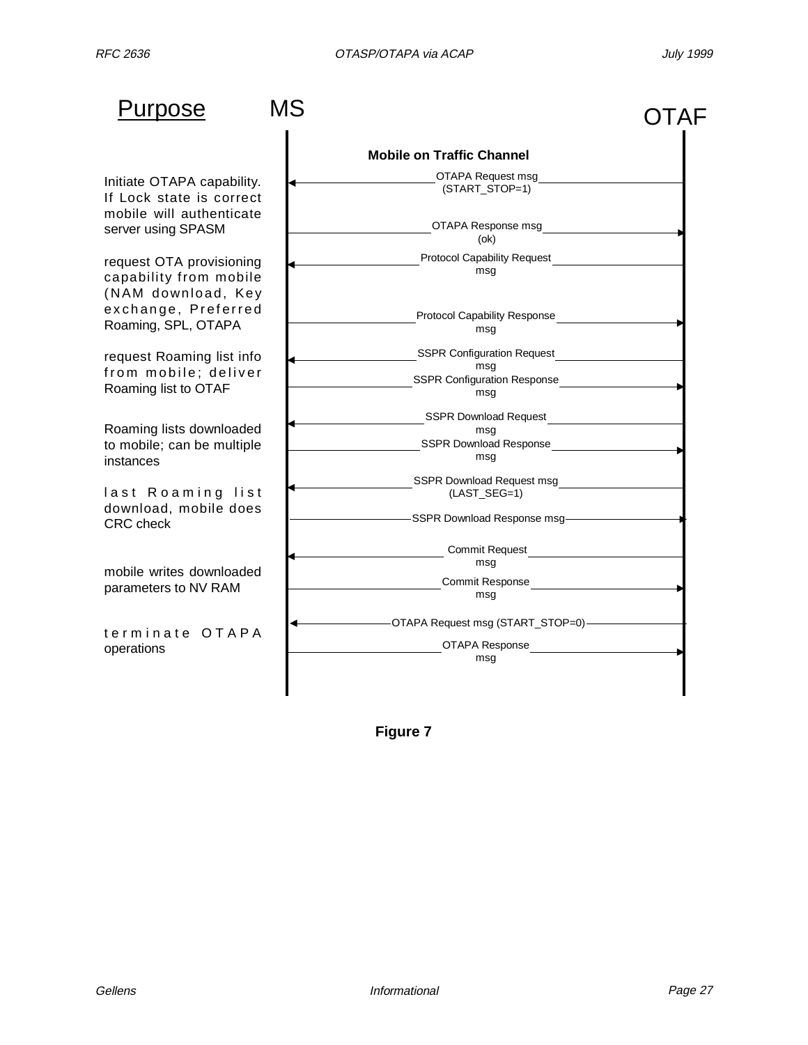| Purpose | MS | | OTAF |
|---|---|---|---|
| | | **Mobile on Traffic Channel** | |
| Initiate OTAPA capability. If Lock state is correct mobile will authenticate server using SPASM | ← | OTAPA Request msg (START_STOP=1) | |
| | | OTAPA Response msg (ok) | → |
| request OTA provisioning capability from mobile (NAM download, Key exchange, Preferred Roaming, SPL, OTAPA | ← | Protocol Capability Request msg | |
| | | Protocol Capability Response msg | → |
| request Roaming list info from mobile; deliver Roaming list to OTAF | ← | SSPR Configuration Request msg | |
| | | SSPR Configuration Response msg | → |
| Roaming lists downloaded to mobile; can be multiple instances | ← | SSPR Download Request msg | |
| | | SSPR Download Response msg | → |
| last Roaming list download, mobile does CRC check | ← | SSPR Download Request msg (LAST_SEG=1) | |
| | | SSPR Download Response msg | → |
| mobile writes downloaded parameters to NV RAM | ← | Commit Request msg | |
| | | Commit Response msg | → |
| terminate OTAPA operations | ← | OTAPA Request msg (START_STOP=0) | |
| | | OTAPA Response msg | → |

**Figure 7**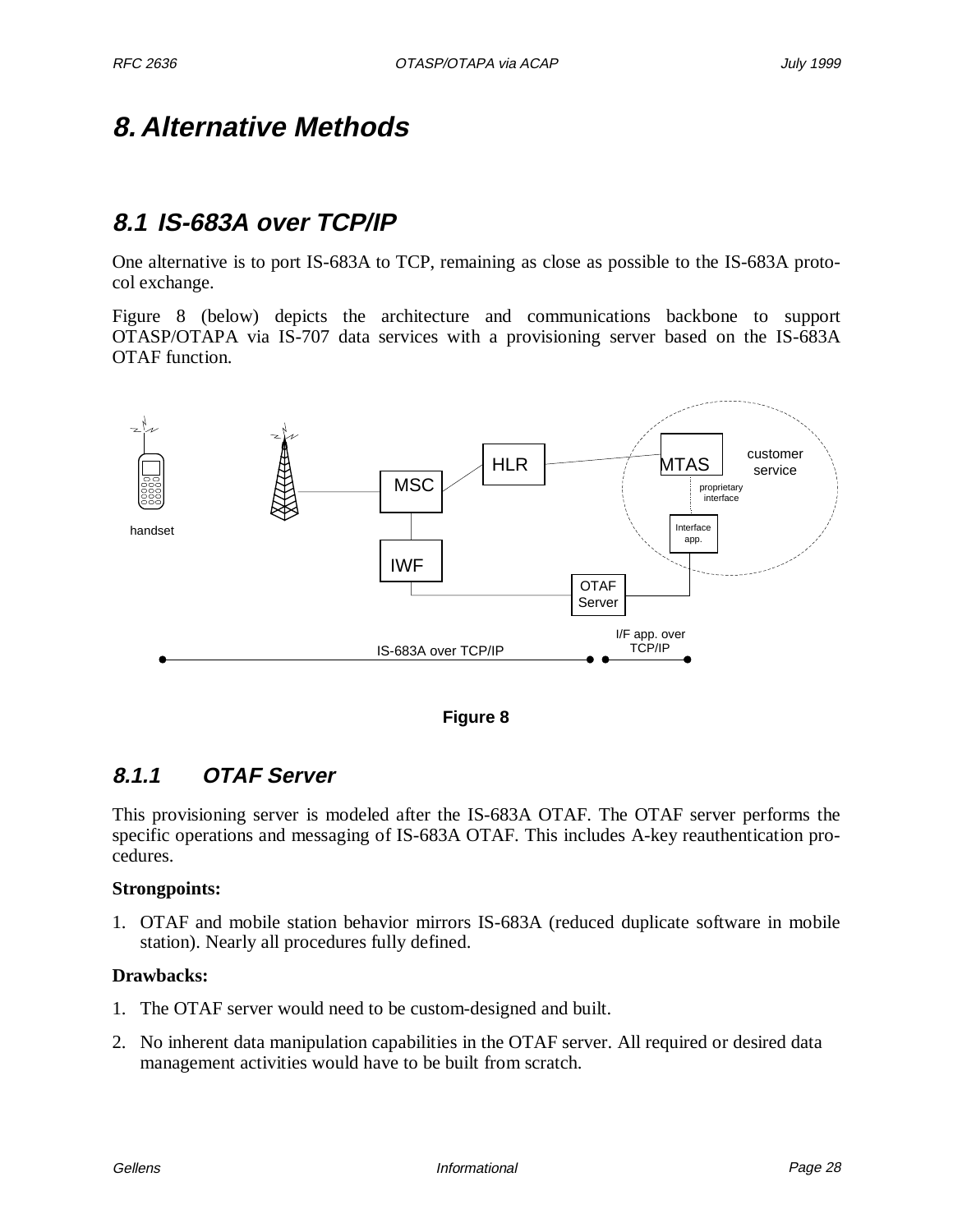# 8. Alternative Methods

## 8.1 IS-683A over TCP/IP

One alternative is to port IS-683A to TCP, remaining as close as possible to the IS-683A protocol exchange.

Figure 8 (below) depicts the architecture and communications backbone to support OTASP/OTAPA via IS-707 data services with a provisioning server based on the IS-683A OTAF function.

**Figure 8**

### 8.1.1 OTAF Server

This provisioning server is modeled after the IS-683A OTAF. The OTAF server performs the specific operations and messaging of IS-683A OTAF. This includes A-key reauthentication procedures.

**Strongpoints:**

1. OTAF and mobile station behavior mirrors IS-683A (reduced duplicate software in mobile station). Nearly all procedures fully defined.

**Drawbacks:**

1. The OTAF server would need to be custom-designed and built.
2. No inherent data manipulation capabilities in the OTAF server. All required or desired data management activities would have to be built from scratch.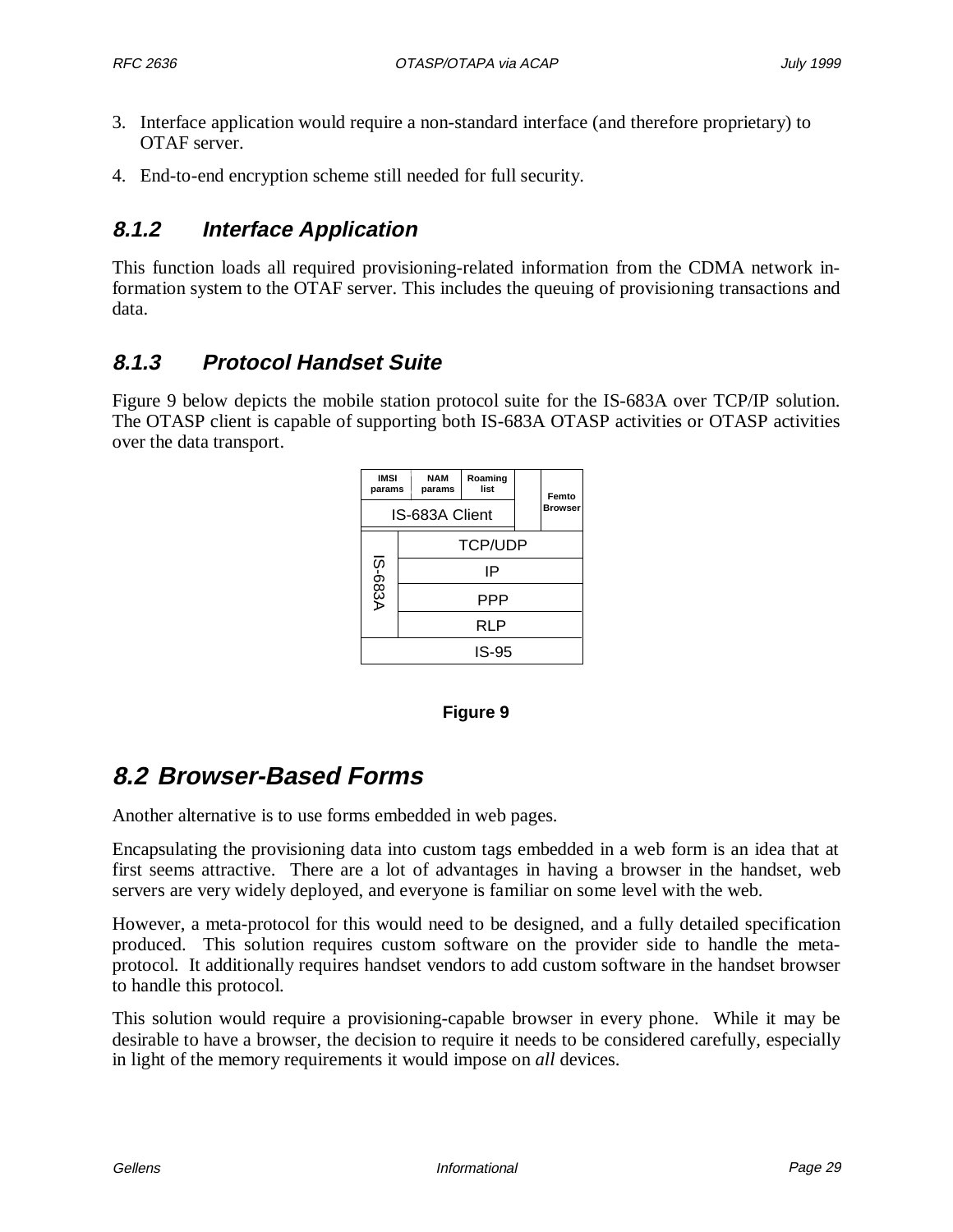3. Interface application would require a non-standard interface (and therefore proprietary) to OTAF server.

4. End-to-end encryption scheme still needed for full security.

### 8.1.2 Interface Application

This function loads all required provisioning-related information from the CDMA network information system to the OTAF server. This includes the queuing of provisioning transactions and data.

### 8.1.3 Protocol Handset Suite

Figure 9 below depicts the mobile station protocol suite for the IS-683A over TCP/IP solution. The OTASP client is capable of supporting both IS-683A OTASP activities or OTASP activities over the data transport.

| IMSI params | NAM params | Roaming list | | Femto Browser |
|---|---|---|---|---|
| IS-683A Client | | | | |
| IS-683A | TCP/UDP | | | |
| | IP | | | |
| | PPP | | | |
| | RLP | | | |
| IS-95 | | | | |

**Figure 9**

## 8.2 Browser-Based Forms

Another alternative is to use forms embedded in web pages.

Encapsulating the provisioning data into custom tags embedded in a web form is an idea that at first seems attractive. There are a lot of advantages in having a browser in the handset, web servers are very widely deployed, and everyone is familiar on some level with the web.

However, a meta-protocol for this would need to be designed, and a fully detailed specification produced. This solution requires custom software on the provider side to handle the meta-protocol. It additionally requires handset vendors to add custom software in the handset browser to handle this protocol.

This solution would require a provisioning-capable browser in every phone. While it may be desirable to have a browser, the decision to require it needs to be considered carefully, especially in light of the memory requirements it would impose on *all* devices.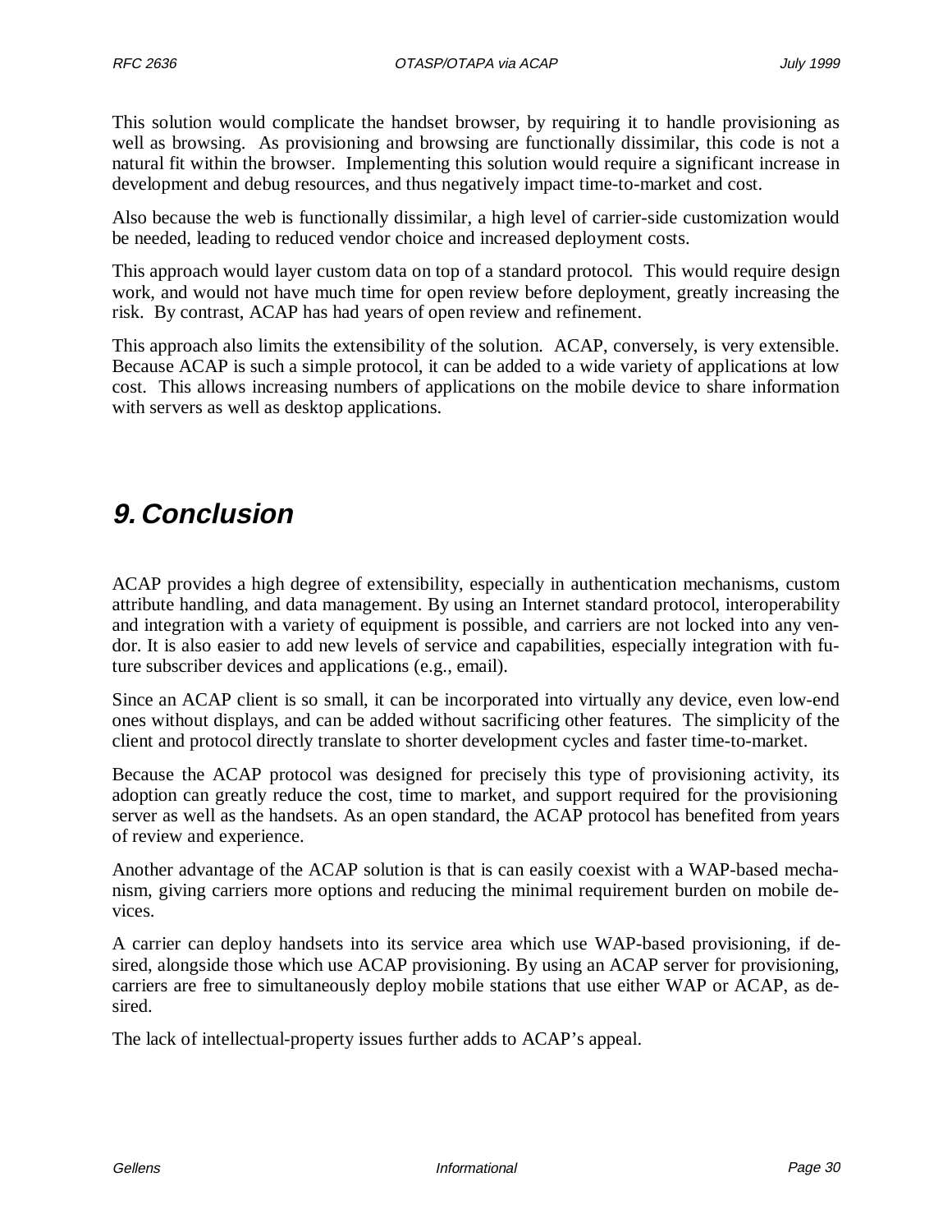This solution would complicate the handset browser, by requiring it to handle provisioning as well as browsing. As provisioning and browsing are functionally dissimilar, this code is not a natural fit within the browser. Implementing this solution would require a significant increase in development and debug resources, and thus negatively impact time-to-market and cost.

Also because the web is functionally dissimilar, a high level of carrier-side customization would be needed, leading to reduced vendor choice and increased deployment costs.

This approach would layer custom data on top of a standard protocol. This would require design work, and would not have much time for open review before deployment, greatly increasing the risk. By contrast, ACAP has had years of open review and refinement.

This approach also limits the extensibility of the solution. ACAP, conversely, is very extensible. Because ACAP is such a simple protocol, it can be added to a wide variety of applications at low cost. This allows increasing numbers of applications on the mobile device to share information with servers as well as desktop applications.

# 9. Conclusion

ACAP provides a high degree of extensibility, especially in authentication mechanisms, custom attribute handling, and data management. By using an Internet standard protocol, interoperability and integration with a variety of equipment is possible, and carriers are not locked into any vendor. It is also easier to add new levels of service and capabilities, especially integration with future subscriber devices and applications (e.g., email).

Since an ACAP client is so small, it can be incorporated into virtually any device, even low-end ones without displays, and can be added without sacrificing other features. The simplicity of the client and protocol directly translate to shorter development cycles and faster time-to-market.

Because the ACAP protocol was designed for precisely this type of provisioning activity, its adoption can greatly reduce the cost, time to market, and support required for the provisioning server as well as the handsets. As an open standard, the ACAP protocol has benefited from years of review and experience.

Another advantage of the ACAP solution is that is can easily coexist with a WAP-based mechanism, giving carriers more options and reducing the minimal requirement burden on mobile devices.

A carrier can deploy handsets into its service area which use WAP-based provisioning, if desired, alongside those which use ACAP provisioning. By using an ACAP server for provisioning, carriers are free to simultaneously deploy mobile stations that use either WAP or ACAP, as desired.

The lack of intellectual-property issues further adds to ACAP's appeal.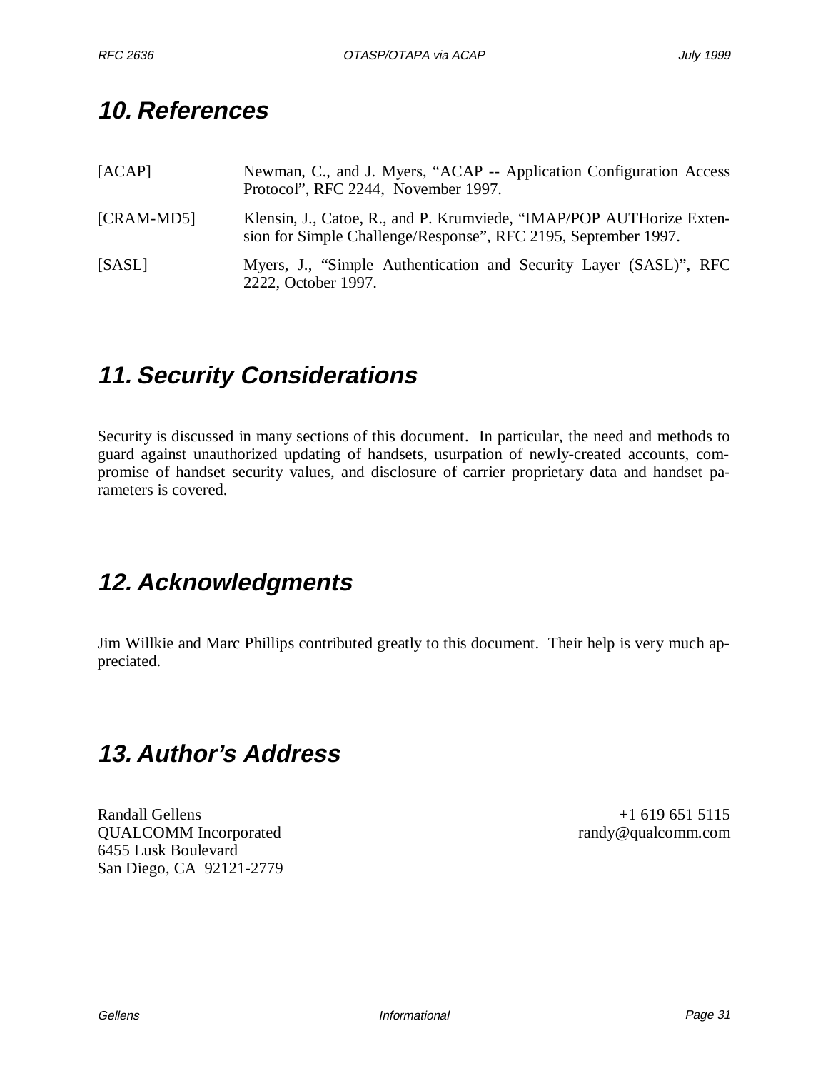## 10. References

[ACAP] Newman, C., and J. Myers, "ACAP -- Application Configuration Access Protocol", RFC 2244, November 1997.

[CRAM-MD5] Klensin, J., Catoe, R., and P. Krumviede, "IMAP/POP AUTHorize Extension for Simple Challenge/Response", RFC 2195, September 1997.

[SASL] Myers, J., "Simple Authentication and Security Layer (SASL)", RFC 2222, October 1997.

## 11. Security Considerations

Security is discussed in many sections of this document. In particular, the need and methods to guard against unauthorized updating of handsets, usurpation of newly-created accounts, compromise of handset security values, and disclosure of carrier proprietary data and handset parameters is covered.

## 12. Acknowledgments

Jim Willkie and Marc Phillips contributed greatly to this document. Their help is very much appreciated.

## 13. Author's Address

Randall Gellens
QUALCOMM Incorporated
6455 Lusk Boulevard
San Diego, CA 92121-2779

+1 619 651 5115
randy@qualcomm.com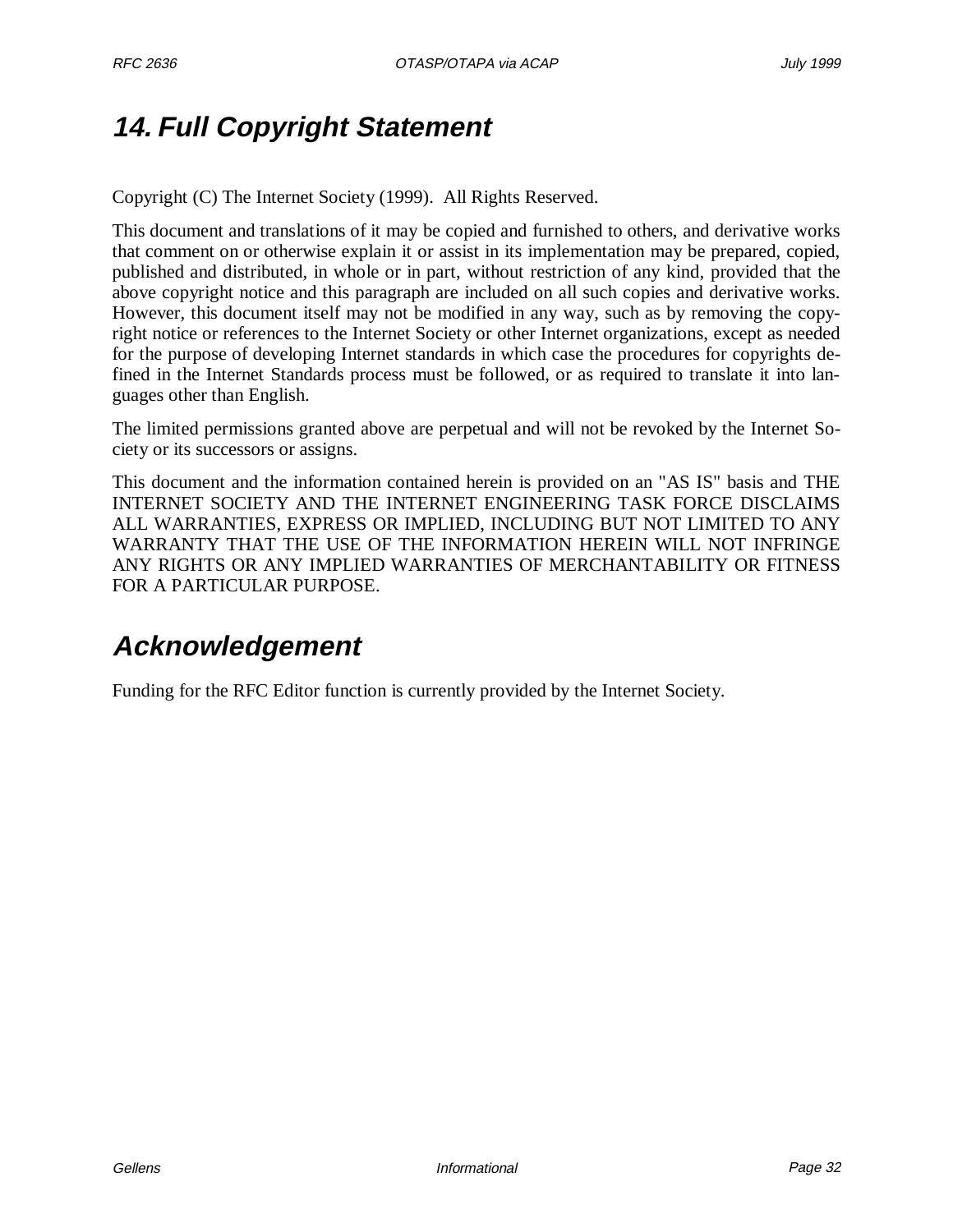# 14. Full Copyright Statement

Copyright (C) The Internet Society (1999). All Rights Reserved.

This document and translations of it may be copied and furnished to others, and derivative works that comment on or otherwise explain it or assist in its implementation may be prepared, copied, published and distributed, in whole or in part, without restriction of any kind, provided that the above copyright notice and this paragraph are included on all such copies and derivative works. However, this document itself may not be modified in any way, such as by removing the copyright notice or references to the Internet Society or other Internet organizations, except as needed for the purpose of developing Internet standards in which case the procedures for copyrights defined in the Internet Standards process must be followed, or as required to translate it into languages other than English.

The limited permissions granted above are perpetual and will not be revoked by the Internet Society or its successors or assigns.

This document and the information contained herein is provided on an "AS IS" basis and THE INTERNET SOCIETY AND THE INTERNET ENGINEERING TASK FORCE DISCLAIMS ALL WARRANTIES, EXPRESS OR IMPLIED, INCLUDING BUT NOT LIMITED TO ANY WARRANTY THAT THE USE OF THE INFORMATION HEREIN WILL NOT INFRINGE ANY RIGHTS OR ANY IMPLIED WARRANTIES OF MERCHANTABILITY OR FITNESS FOR A PARTICULAR PURPOSE.

# Acknowledgement

Funding for the RFC Editor function is currently provided by the Internet Society.